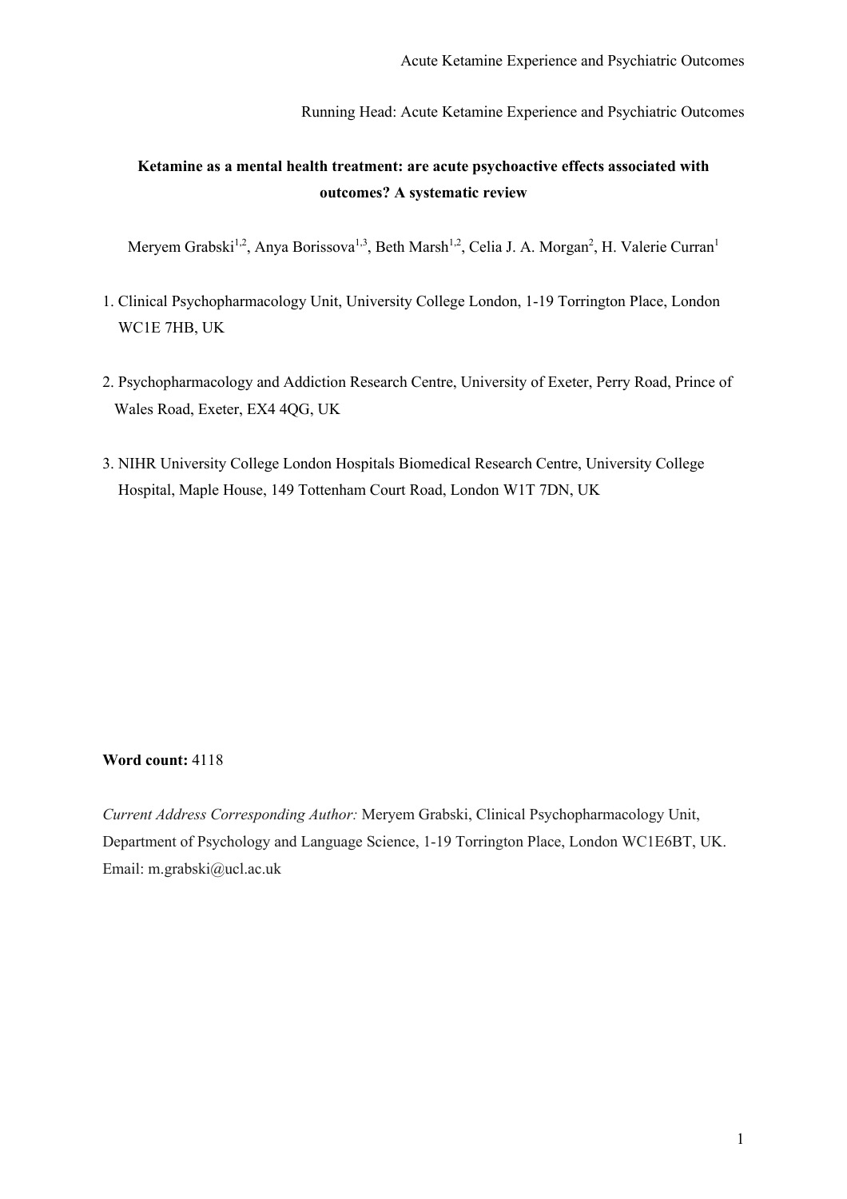Running Head: Acute Ketamine Experience and Psychiatric Outcomes

# Ketamine as a mental health treatment: are acute psychoactive effects associated with outcomes? A systematic review

Meryem Grabski[1,2], Anya Borissova[1,3], Beth Marsh[1,2], Celia J. A. Morgan[2], H. Valerie Curran[1]

1. Clinical Psychopharmacology Unit, University College London, 1-19 Torrington Place, London WC1E 7HB, UK
2. Psychopharmacology and Addiction Research Centre, University of Exeter, Perry Road, Prince of Wales Road, Exeter, EX4 4QG, UK
3. NIHR University College London Hospitals Biomedical Research Centre, University College Hospital, Maple House, 149 Tottenham Court Road, London W1T 7DN, UK

**Word count:** 4118

*Current Address Corresponding Author:* Meryem Grabski, Clinical Psychopharmacology Unit, Department of Psychology and Language Science, 1-19 Torrington Place, London WC1E6BT, UK. Email: m.grabski@ucl.ac.uk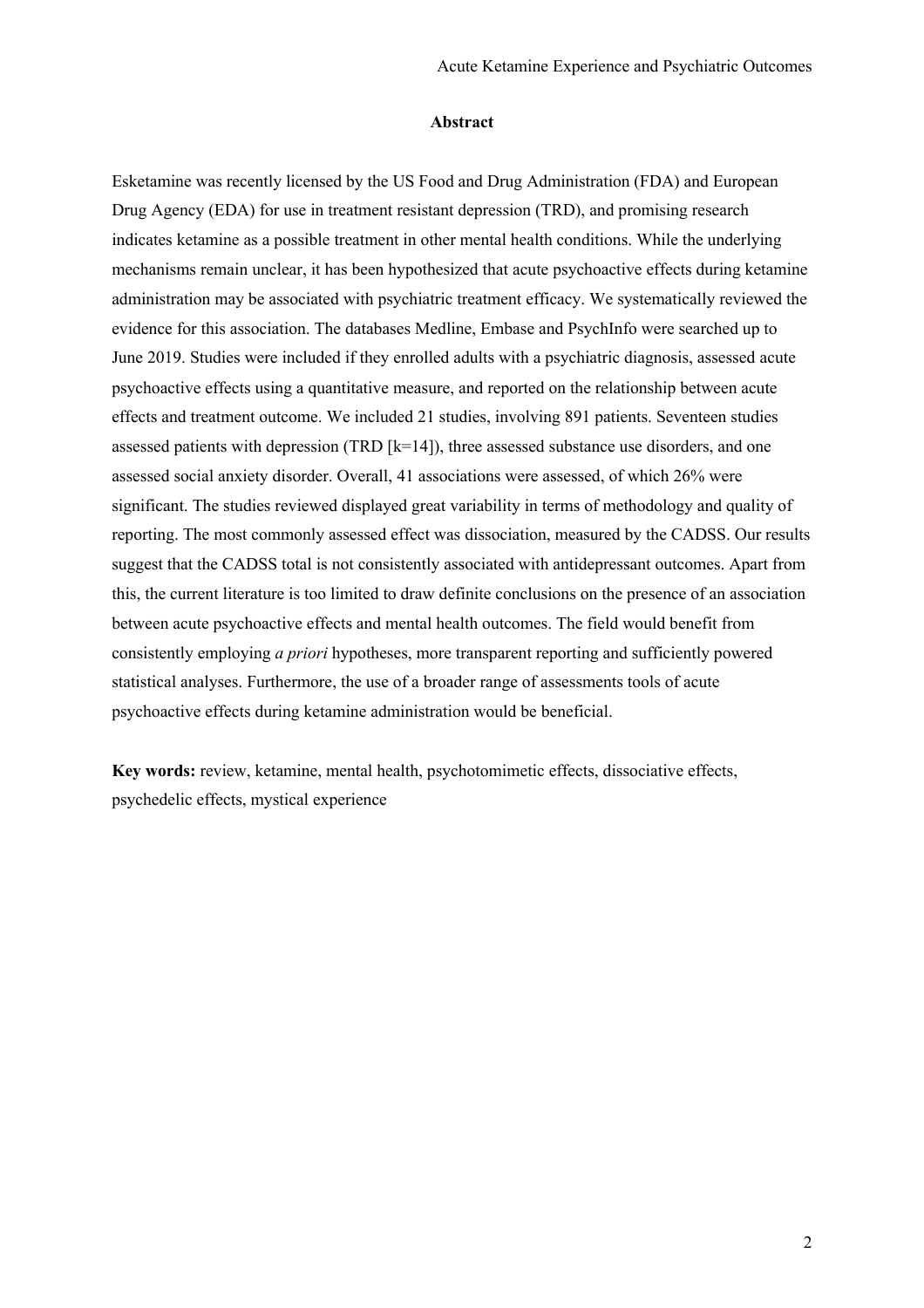## Abstract

Esketamine was recently licensed by the US Food and Drug Administration (FDA) and European Drug Agency (EDA) for use in treatment resistant depression (TRD), and promising research indicates ketamine as a possible treatment in other mental health conditions. While the underlying mechanisms remain unclear, it has been hypothesized that acute psychoactive effects during ketamine administration may be associated with psychiatric treatment efficacy. We systematically reviewed the evidence for this association. The databases Medline, Embase and PsychInfo were searched up to June 2019. Studies were included if they enrolled adults with a psychiatric diagnosis, assessed acute psychoactive effects using a quantitative measure, and reported on the relationship between acute effects and treatment outcome. We included 21 studies, involving 891 patients. Seventeen studies assessed patients with depression (TRD [k=14]), three assessed substance use disorders, and one assessed social anxiety disorder. Overall, 41 associations were assessed, of which 26% were significant. The studies reviewed displayed great variability in terms of methodology and quality of reporting. The most commonly assessed effect was dissociation, measured by the CADSS. Our results suggest that the CADSS total is not consistently associated with antidepressant outcomes. Apart from this, the current literature is too limited to draw definite conclusions on the presence of an association between acute psychoactive effects and mental health outcomes. The field would benefit from consistently employing *a priori* hypotheses, more transparent reporting and sufficiently powered statistical analyses. Furthermore, the use of a broader range of assessments tools of acute psychoactive effects during ketamine administration would be beneficial.

**Key words:** review, ketamine, mental health, psychotomimetic effects, dissociative effects, psychedelic effects, mystical experience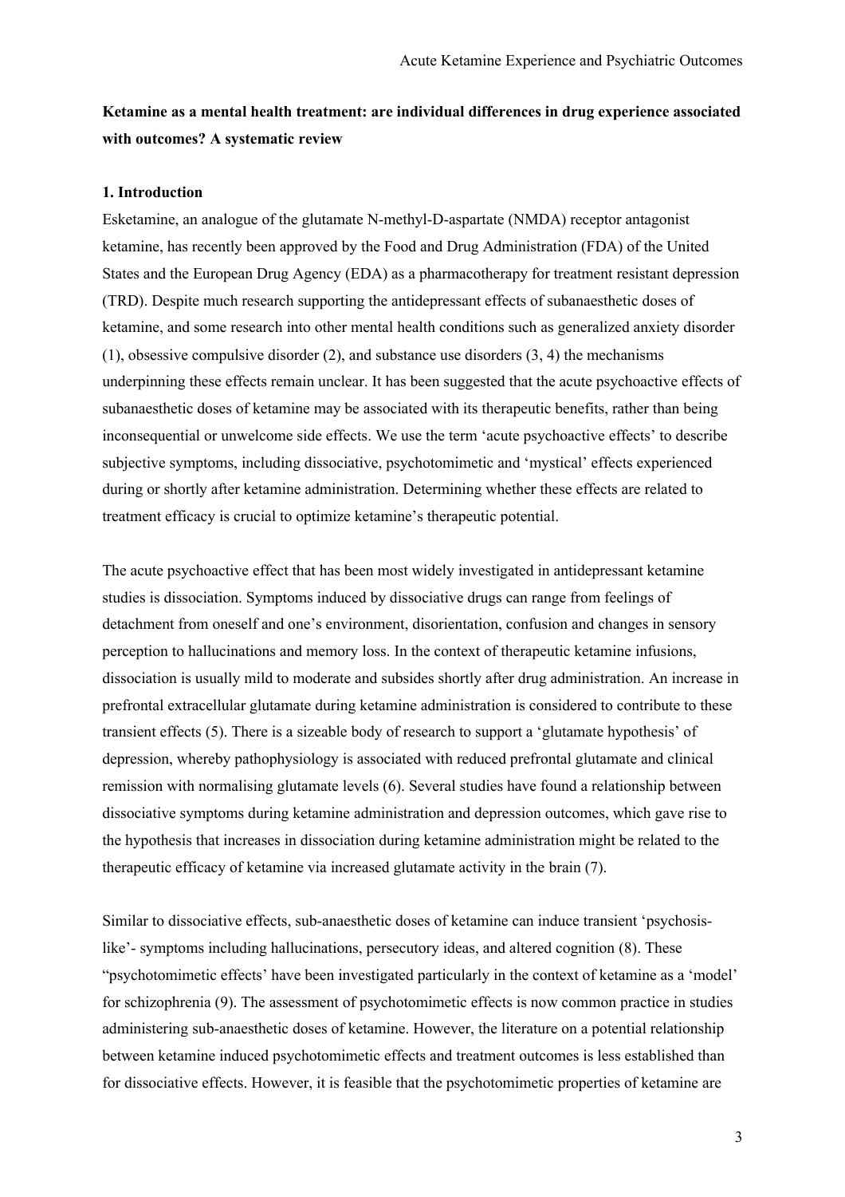**Ketamine as a mental health treatment: are individual differences in drug experience associated with outcomes? A systematic review**

**1. Introduction**

Esketamine, an analogue of the glutamate N-methyl-D-aspartate (NMDA) receptor antagonist ketamine, has recently been approved by the Food and Drug Administration (FDA) of the United States and the European Drug Agency (EDA) as a pharmacotherapy for treatment resistant depression (TRD). Despite much research supporting the antidepressant effects of subanaesthetic doses of ketamine, and some research into other mental health conditions such as generalized anxiety disorder (1), obsessive compulsive disorder (2), and substance use disorders (3, 4) the mechanisms underpinning these effects remain unclear. It has been suggested that the acute psychoactive effects of subanaesthetic doses of ketamine may be associated with its therapeutic benefits, rather than being inconsequential or unwelcome side effects. We use the term 'acute psychoactive effects' to describe subjective symptoms, including dissociative, psychotomimetic and 'mystical' effects experienced during or shortly after ketamine administration. Determining whether these effects are related to treatment efficacy is crucial to optimize ketamine's therapeutic potential.

The acute psychoactive effect that has been most widely investigated in antidepressant ketamine studies is dissociation. Symptoms induced by dissociative drugs can range from feelings of detachment from oneself and one's environment, disorientation, confusion and changes in sensory perception to hallucinations and memory loss. In the context of therapeutic ketamine infusions, dissociation is usually mild to moderate and subsides shortly after drug administration. An increase in prefrontal extracellular glutamate during ketamine administration is considered to contribute to these transient effects (5). There is a sizeable body of research to support a 'glutamate hypothesis' of depression, whereby pathophysiology is associated with reduced prefrontal glutamate and clinical remission with normalising glutamate levels (6). Several studies have found a relationship between dissociative symptoms during ketamine administration and depression outcomes, which gave rise to the hypothesis that increases in dissociation during ketamine administration might be related to the therapeutic efficacy of ketamine via increased glutamate activity in the brain (7).

Similar to dissociative effects, sub-anaesthetic doses of ketamine can induce transient 'psychosis-like'- symptoms including hallucinations, persecutory ideas, and altered cognition (8). These "psychotomimetic effects' have been investigated particularly in the context of ketamine as a 'model' for schizophrenia (9). The assessment of psychotomimetic effects is now common practice in studies administering sub-anaesthetic doses of ketamine. However, the literature on a potential relationship between ketamine induced psychotomimetic effects and treatment outcomes is less established than for dissociative effects. However, it is feasible that the psychotomimetic properties of ketamine are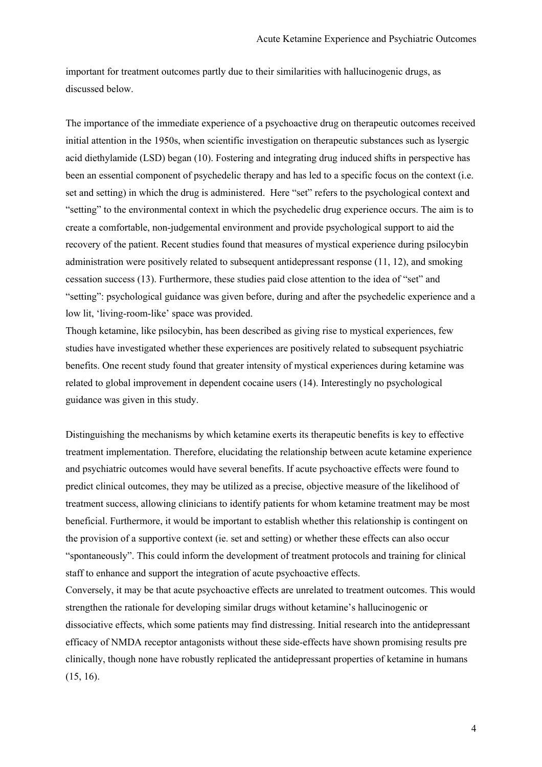important for treatment outcomes partly due to their similarities with hallucinogenic drugs, as discussed below.

The importance of the immediate experience of a psychoactive drug on therapeutic outcomes received initial attention in the 1950s, when scientific investigation on therapeutic substances such as lysergic acid diethylamide (LSD) began (10). Fostering and integrating drug induced shifts in perspective has been an essential component of psychedelic therapy and has led to a specific focus on the context (i.e. set and setting) in which the drug is administered. Here "set" refers to the psychological context and "setting" to the environmental context in which the psychedelic drug experience occurs. The aim is to create a comfortable, non-judgemental environment and provide psychological support to aid the recovery of the patient. Recent studies found that measures of mystical experience during psilocybin administration were positively related to subsequent antidepressant response (11, 12), and smoking cessation success (13). Furthermore, these studies paid close attention to the idea of "set" and "setting": psychological guidance was given before, during and after the psychedelic experience and a low lit, 'living-room-like' space was provided.

Though ketamine, like psilocybin, has been described as giving rise to mystical experiences, few studies have investigated whether these experiences are positively related to subsequent psychiatric benefits. One recent study found that greater intensity of mystical experiences during ketamine was related to global improvement in dependent cocaine users (14). Interestingly no psychological guidance was given in this study.

Distinguishing the mechanisms by which ketamine exerts its therapeutic benefits is key to effective treatment implementation. Therefore, elucidating the relationship between acute ketamine experience and psychiatric outcomes would have several benefits. If acute psychoactive effects were found to predict clinical outcomes, they may be utilized as a precise, objective measure of the likelihood of treatment success, allowing clinicians to identify patients for whom ketamine treatment may be most beneficial. Furthermore, it would be important to establish whether this relationship is contingent on the provision of a supportive context (ie. set and setting) or whether these effects can also occur "spontaneously". This could inform the development of treatment protocols and training for clinical staff to enhance and support the integration of acute psychoactive effects.

Conversely, it may be that acute psychoactive effects are unrelated to treatment outcomes. This would strengthen the rationale for developing similar drugs without ketamine's hallucinogenic or dissociative effects, which some patients may find distressing. Initial research into the antidepressant efficacy of NMDA receptor antagonists without these side-effects have shown promising results pre clinically, though none have robustly replicated the antidepressant properties of ketamine in humans (15, 16).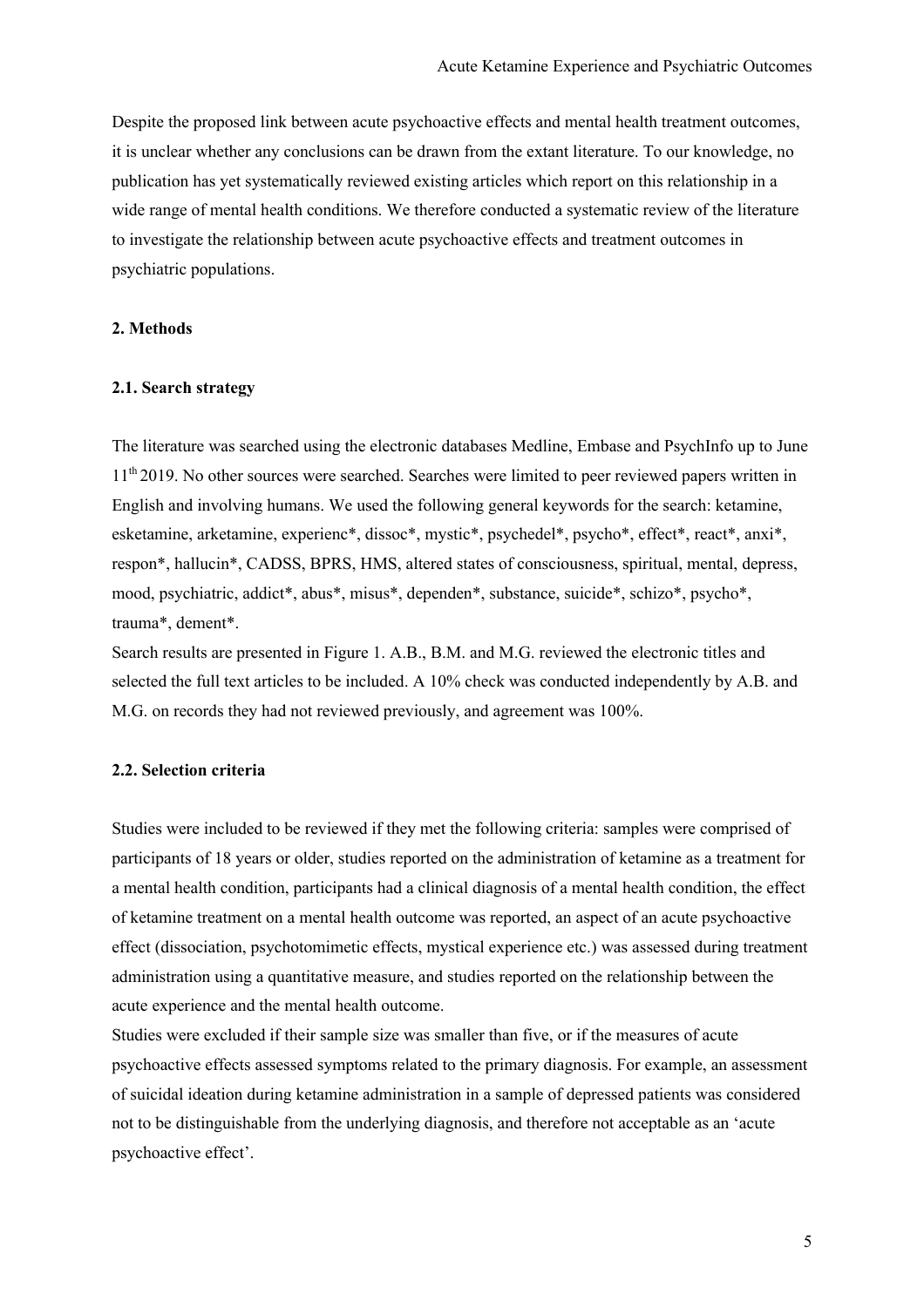Despite the proposed link between acute psychoactive effects and mental health treatment outcomes, it is unclear whether any conclusions can be drawn from the extant literature. To our knowledge, no publication has yet systematically reviewed existing articles which report on this relationship in a wide range of mental health conditions. We therefore conducted a systematic review of the literature to investigate the relationship between acute psychoactive effects and treatment outcomes in psychiatric populations.

## 2. Methods

### 2.1. Search strategy

The literature was searched using the electronic databases Medline, Embase and PsychInfo up to June 11th 2019. No other sources were searched. Searches were limited to peer reviewed papers written in English and involving humans. We used the following general keywords for the search: ketamine, esketamine, arketamine, experienc*, dissoc*, mystic*, psychedel*, psycho*, effect*, react*, anxi*, respon*, hallucin*, CADSS, BPRS, HMS, altered states of consciousness, spiritual, mental, depress, mood, psychiatric, addict*, abus*, misus*, dependen*, substance, suicide*, schizo*, psycho*, trauma*, dement*.

Search results are presented in Figure 1. A.B., B.M. and M.G. reviewed the electronic titles and selected the full text articles to be included. A 10% check was conducted independently by A.B. and M.G. on records they had not reviewed previously, and agreement was 100%.

### 2.2. Selection criteria

Studies were included to be reviewed if they met the following criteria: samples were comprised of participants of 18 years or older, studies reported on the administration of ketamine as a treatment for a mental health condition, participants had a clinical diagnosis of a mental health condition, the effect of ketamine treatment on a mental health outcome was reported, an aspect of an acute psychoactive effect (dissociation, psychotomimetic effects, mystical experience etc.) was assessed during treatment administration using a quantitative measure, and studies reported on the relationship between the acute experience and the mental health outcome.

Studies were excluded if their sample size was smaller than five, or if the measures of acute psychoactive effects assessed symptoms related to the primary diagnosis. For example, an assessment of suicidal ideation during ketamine administration in a sample of depressed patients was considered not to be distinguishable from the underlying diagnosis, and therefore not acceptable as an 'acute psychoactive effect'.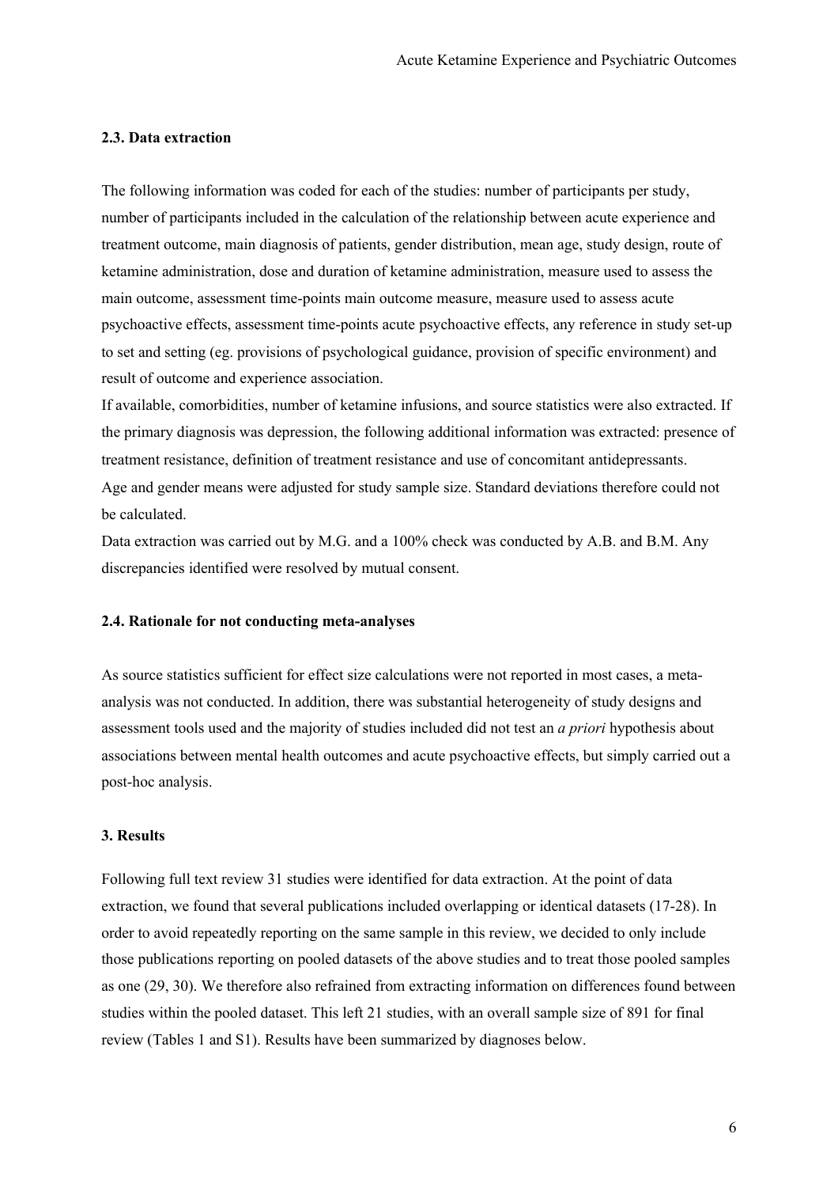### 2.3. Data extraction

The following information was coded for each of the studies: number of participants per study, number of participants included in the calculation of the relationship between acute experience and treatment outcome, main diagnosis of patients, gender distribution, mean age, study design, route of ketamine administration, dose and duration of ketamine administration, measure used to assess the main outcome, assessment time-points main outcome measure, measure used to assess acute psychoactive effects, assessment time-points acute psychoactive effects, any reference in study set-up to set and setting (eg. provisions of psychological guidance, provision of specific environment) and result of outcome and experience association.

If available, comorbidities, number of ketamine infusions, and source statistics were also extracted. If the primary diagnosis was depression, the following additional information was extracted: presence of treatment resistance, definition of treatment resistance and use of concomitant antidepressants.

Age and gender means were adjusted for study sample size. Standard deviations therefore could not be calculated.

Data extraction was carried out by M.G. and a 100% check was conducted by A.B. and B.M. Any discrepancies identified were resolved by mutual consent.

### 2.4. Rationale for not conducting meta-analyses

As source statistics sufficient for effect size calculations were not reported in most cases, a meta-analysis was not conducted. In addition, there was substantial heterogeneity of study designs and assessment tools used and the majority of studies included did not test an *a priori* hypothesis about associations between mental health outcomes and acute psychoactive effects, but simply carried out a post-hoc analysis.

## 3. Results

Following full text review 31 studies were identified for data extraction. At the point of data extraction, we found that several publications included overlapping or identical datasets (17-28). In order to avoid repeatedly reporting on the same sample in this review, we decided to only include those publications reporting on pooled datasets of the above studies and to treat those pooled samples as one (29, 30). We therefore also refrained from extracting information on differences found between studies within the pooled dataset. This left 21 studies, with an overall sample size of 891 for final review (Tables 1 and S1). Results have been summarized by diagnoses below.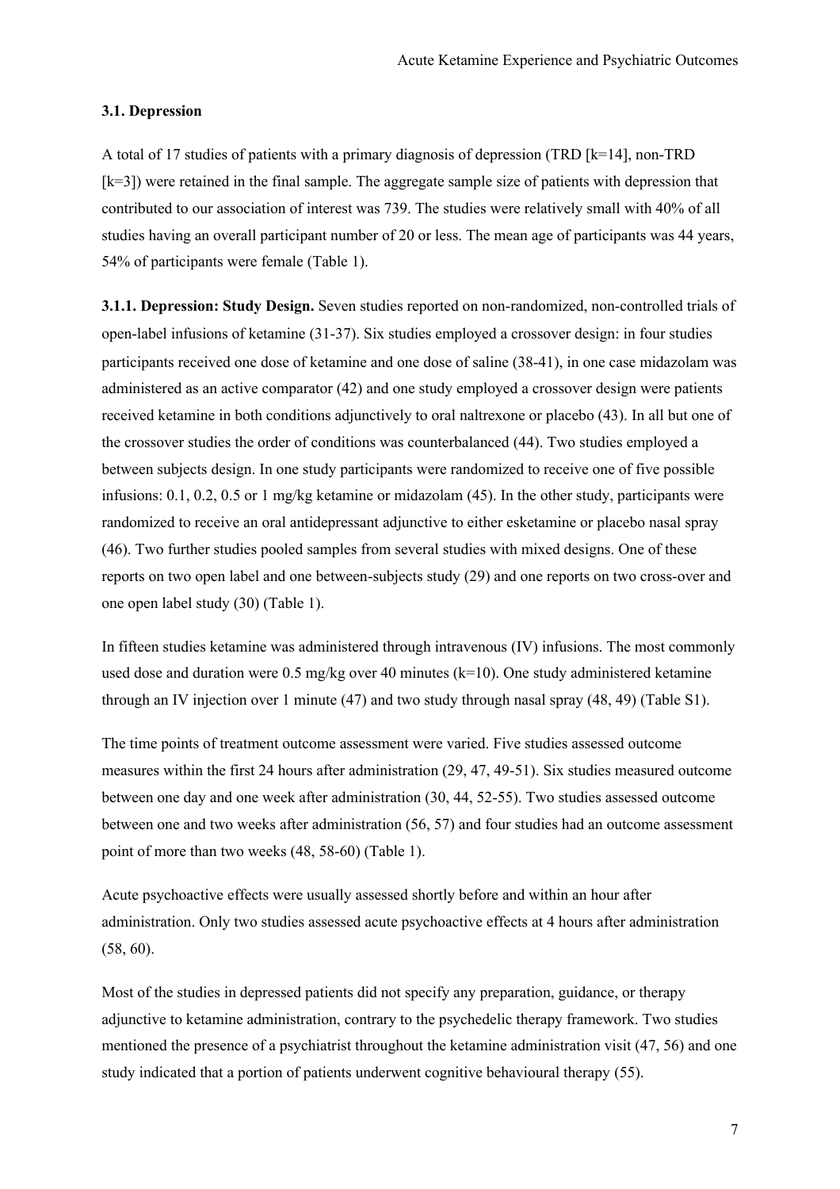### 3.1. Depression

A total of 17 studies of patients with a primary diagnosis of depression (TRD [k=14], non-TRD [k=3]) were retained in the final sample. The aggregate sample size of patients with depression that contributed to our association of interest was 739. The studies were relatively small with 40% of all studies having an overall participant number of 20 or less. The mean age of participants was 44 years, 54% of participants were female (Table 1).

**3.1.1. Depression: Study Design.** Seven studies reported on non-randomized, non-controlled trials of open-label infusions of ketamine (31-37). Six studies employed a crossover design: in four studies participants received one dose of ketamine and one dose of saline (38-41), in one case midazolam was administered as an active comparator (42) and one study employed a crossover design were patients received ketamine in both conditions adjunctively to oral naltrexone or placebo (43). In all but one of the crossover studies the order of conditions was counterbalanced (44). Two studies employed a between subjects design. In one study participants were randomized to receive one of five possible infusions: 0.1, 0.2, 0.5 or 1 mg/kg ketamine or midazolam (45). In the other study, participants were randomized to receive an oral antidepressant adjunctive to either esketamine or placebo nasal spray (46). Two further studies pooled samples from several studies with mixed designs. One of these reports on two open label and one between-subjects study (29) and one reports on two cross-over and one open label study (30) (Table 1).

In fifteen studies ketamine was administered through intravenous (IV) infusions. The most commonly used dose and duration were 0.5 mg/kg over 40 minutes (k=10). One study administered ketamine through an IV injection over 1 minute (47) and two study through nasal spray (48, 49) (Table S1).

The time points of treatment outcome assessment were varied. Five studies assessed outcome measures within the first 24 hours after administration (29, 47, 49-51). Six studies measured outcome between one day and one week after administration (30, 44, 52-55). Two studies assessed outcome between one and two weeks after administration (56, 57) and four studies had an outcome assessment point of more than two weeks (48, 58-60) (Table 1).

Acute psychoactive effects were usually assessed shortly before and within an hour after administration. Only two studies assessed acute psychoactive effects at 4 hours after administration (58, 60).

Most of the studies in depressed patients did not specify any preparation, guidance, or therapy adjunctive to ketamine administration, contrary to the psychedelic therapy framework. Two studies mentioned the presence of a psychiatrist throughout the ketamine administration visit (47, 56) and one study indicated that a portion of patients underwent cognitive behavioural therapy (55).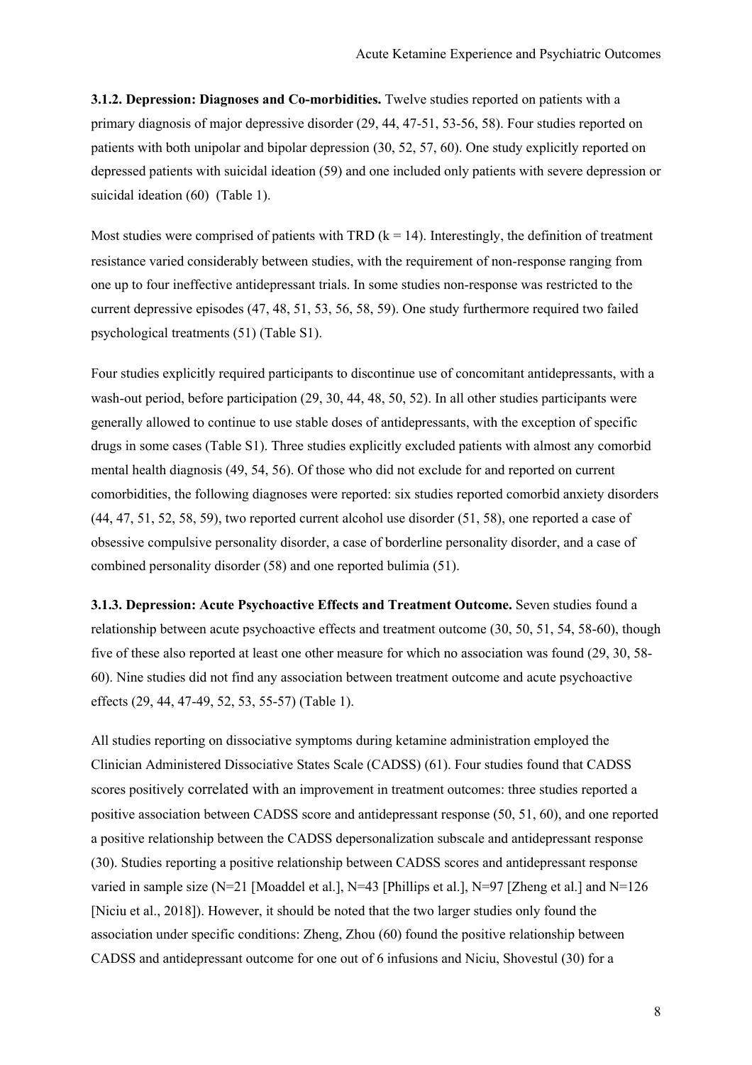**3.1.2. Depression: Diagnoses and Co-morbidities.** Twelve studies reported on patients with a primary diagnosis of major depressive disorder (29, 44, 47-51, 53-56, 58). Four studies reported on patients with both unipolar and bipolar depression (30, 52, 57, 60). One study explicitly reported on depressed patients with suicidal ideation (59) and one included only patients with severe depression or suicidal ideation (60) (Table 1).

Most studies were comprised of patients with TRD (k = 14). Interestingly, the definition of treatment resistance varied considerably between studies, with the requirement of non-response ranging from one up to four ineffective antidepressant trials. In some studies non-response was restricted to the current depressive episodes (47, 48, 51, 53, 56, 58, 59). One study furthermore required two failed psychological treatments (51) (Table S1).

Four studies explicitly required participants to discontinue use of concomitant antidepressants, with a wash-out period, before participation (29, 30, 44, 48, 50, 52). In all other studies participants were generally allowed to continue to use stable doses of antidepressants, with the exception of specific drugs in some cases (Table S1). Three studies explicitly excluded patients with almost any comorbid mental health diagnosis (49, 54, 56). Of those who did not exclude for and reported on current comorbidities, the following diagnoses were reported: six studies reported comorbid anxiety disorders (44, 47, 51, 52, 58, 59), two reported current alcohol use disorder (51, 58), one reported a case of obsessive compulsive personality disorder, a case of borderline personality disorder, and a case of combined personality disorder (58) and one reported bulimia (51).

**3.1.3. Depression: Acute Psychoactive Effects and Treatment Outcome.** Seven studies found a relationship between acute psychoactive effects and treatment outcome (30, 50, 51, 54, 58-60), though five of these also reported at least one other measure for which no association was found (29, 30, 58-60). Nine studies did not find any association between treatment outcome and acute psychoactive effects (29, 44, 47-49, 52, 53, 55-57) (Table 1).

All studies reporting on dissociative symptoms during ketamine administration employed the Clinician Administered Dissociative States Scale (CADSS) (61). Four studies found that CADSS scores positively correlated with an improvement in treatment outcomes: three studies reported a positive association between CADSS score and antidepressant response (50, 51, 60), and one reported a positive relationship between the CADSS depersonalization subscale and antidepressant response (30). Studies reporting a positive relationship between CADSS scores and antidepressant response varied in sample size (N=21 [Moaddel et al.], N=43 [Phillips et al.], N=97 [Zheng et al.] and N=126 [Niciu et al., 2018]). However, it should be noted that the two larger studies only found the association under specific conditions: Zheng, Zhou (60) found the positive relationship between CADSS and antidepressant outcome for one out of 6 infusions and Niciu, Shovestul (30) for a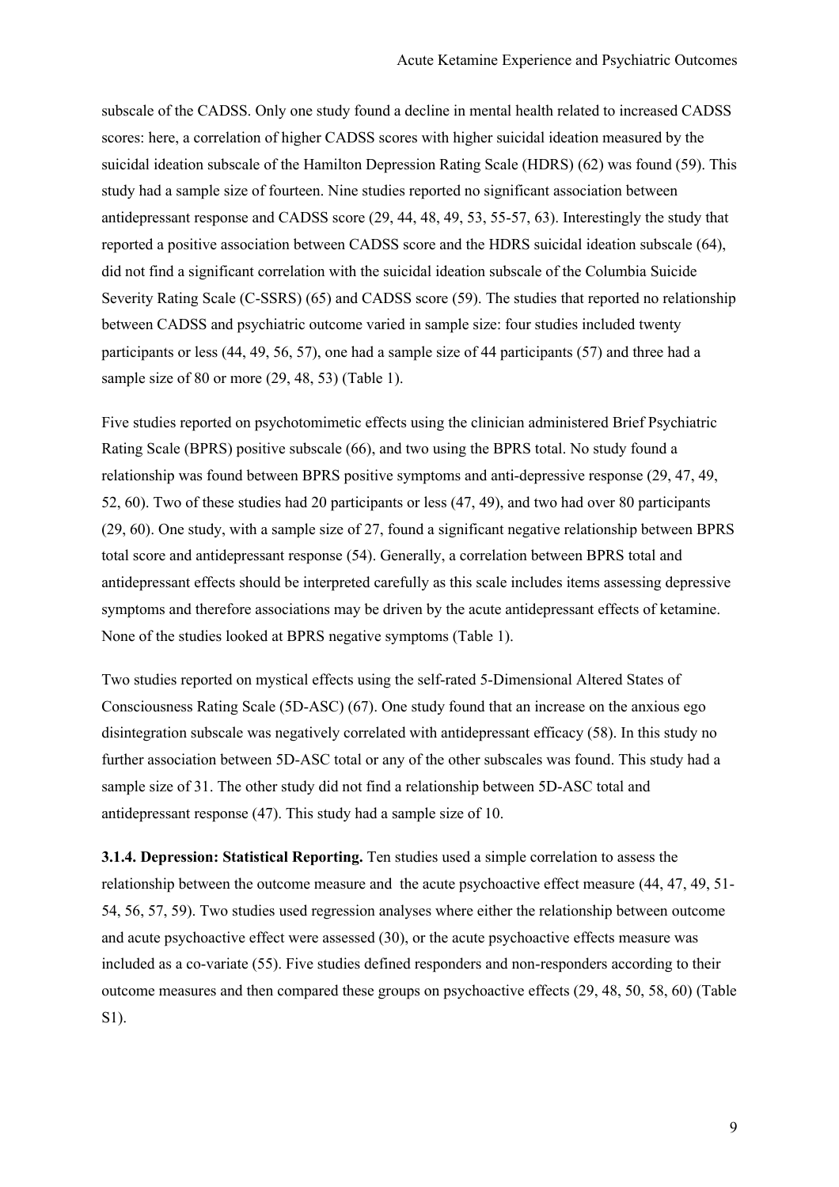subscale of the CADSS. Only one study found a decline in mental health related to increased CADSS scores: here, a correlation of higher CADSS scores with higher suicidal ideation measured by the suicidal ideation subscale of the Hamilton Depression Rating Scale (HDRS) (62) was found (59). This study had a sample size of fourteen. Nine studies reported no significant association between antidepressant response and CADSS score (29, 44, 48, 49, 53, 55-57, 63). Interestingly the study that reported a positive association between CADSS score and the HDRS suicidal ideation subscale (64), did not find a significant correlation with the suicidal ideation subscale of the Columbia Suicide Severity Rating Scale (C-SSRS) (65) and CADSS score (59). The studies that reported no relationship between CADSS and psychiatric outcome varied in sample size: four studies included twenty participants or less (44, 49, 56, 57), one had a sample size of 44 participants (57) and three had a sample size of 80 or more (29, 48, 53) (Table 1).

Five studies reported on psychotomimetic effects using the clinician administered Brief Psychiatric Rating Scale (BPRS) positive subscale (66), and two using the BPRS total. No study found a relationship was found between BPRS positive symptoms and anti-depressive response (29, 47, 49, 52, 60). Two of these studies had 20 participants or less (47, 49), and two had over 80 participants (29, 60). One study, with a sample size of 27, found a significant negative relationship between BPRS total score and antidepressant response (54). Generally, a correlation between BPRS total and antidepressant effects should be interpreted carefully as this scale includes items assessing depressive symptoms and therefore associations may be driven by the acute antidepressant effects of ketamine. None of the studies looked at BPRS negative symptoms (Table 1).

Two studies reported on mystical effects using the self-rated 5-Dimensional Altered States of Consciousness Rating Scale (5D-ASC) (67). One study found that an increase on the anxious ego disintegration subscale was negatively correlated with antidepressant efficacy (58). In this study no further association between 5D-ASC total or any of the other subscales was found. This study had a sample size of 31. The other study did not find a relationship between 5D-ASC total and antidepressant response (47). This study had a sample size of 10.

**3.1.4. Depression: Statistical Reporting.** Ten studies used a simple correlation to assess the relationship between the outcome measure and the acute psychoactive effect measure (44, 47, 49, 51-54, 56, 57, 59). Two studies used regression analyses where either the relationship between outcome and acute psychoactive effect were assessed (30), or the acute psychoactive effects measure was included as a co-variate (55). Five studies defined responders and non-responders according to their outcome measures and then compared these groups on psychoactive effects (29, 48, 50, 58, 60) (Table S1).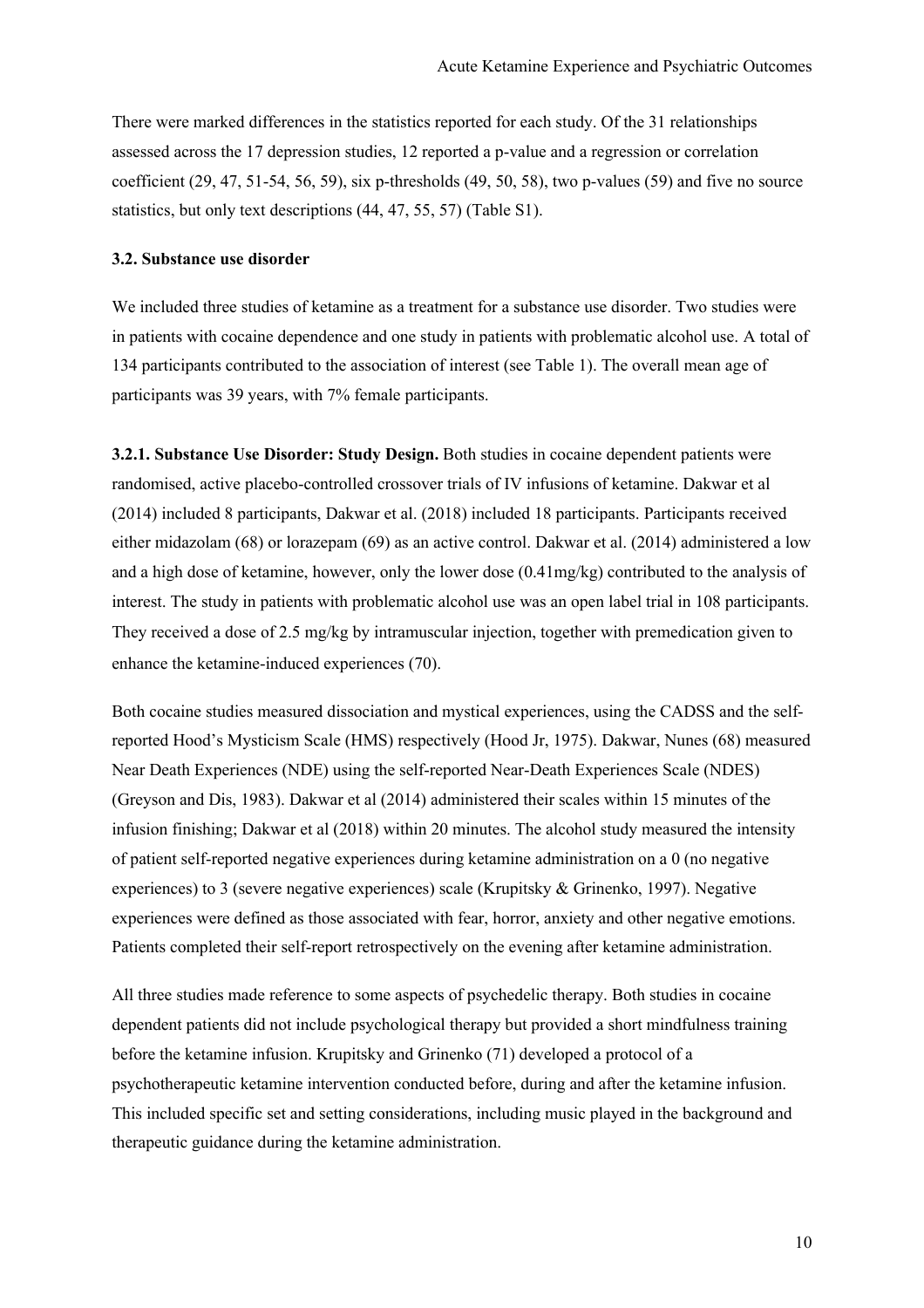There were marked differences in the statistics reported for each study. Of the 31 relationships assessed across the 17 depression studies, 12 reported a p-value and a regression or correlation coefficient (29, 47, 51-54, 56, 59), six p-thresholds (49, 50, 58), two p-values (59) and five no source statistics, but only text descriptions (44, 47, 55, 57) (Table S1).

### 3.2. Substance use disorder

We included three studies of ketamine as a treatment for a substance use disorder. Two studies were in patients with cocaine dependence and one study in patients with problematic alcohol use. A total of 134 participants contributed to the association of interest (see Table 1). The overall mean age of participants was 39 years, with 7% female participants.

**3.2.1. Substance Use Disorder: Study Design.** Both studies in cocaine dependent patients were randomised, active placebo-controlled crossover trials of IV infusions of ketamine. Dakwar et al (2014) included 8 participants, Dakwar et al. (2018) included 18 participants. Participants received either midazolam (68) or lorazepam (69) as an active control. Dakwar et al. (2014) administered a low and a high dose of ketamine, however, only the lower dose (0.41mg/kg) contributed to the analysis of interest. The study in patients with problematic alcohol use was an open label trial in 108 participants. They received a dose of 2.5 mg/kg by intramuscular injection, together with premedication given to enhance the ketamine-induced experiences (70).

Both cocaine studies measured dissociation and mystical experiences, using the CADSS and the self-reported Hood's Mysticism Scale (HMS) respectively (Hood Jr, 1975). Dakwar, Nunes (68) measured Near Death Experiences (NDE) using the self-reported Near-Death Experiences Scale (NDES) (Greyson and Dis, 1983). Dakwar et al (2014) administered their scales within 15 minutes of the infusion finishing; Dakwar et al (2018) within 20 minutes. The alcohol study measured the intensity of patient self-reported negative experiences during ketamine administration on a 0 (no negative experiences) to 3 (severe negative experiences) scale (Krupitsky & Grinenko, 1997). Negative experiences were defined as those associated with fear, horror, anxiety and other negative emotions. Patients completed their self-report retrospectively on the evening after ketamine administration.

All three studies made reference to some aspects of psychedelic therapy. Both studies in cocaine dependent patients did not include psychological therapy but provided a short mindfulness training before the ketamine infusion. Krupitsky and Grinenko (71) developed a protocol of a psychotherapeutic ketamine intervention conducted before, during and after the ketamine infusion. This included specific set and setting considerations, including music played in the background and therapeutic guidance during the ketamine administration.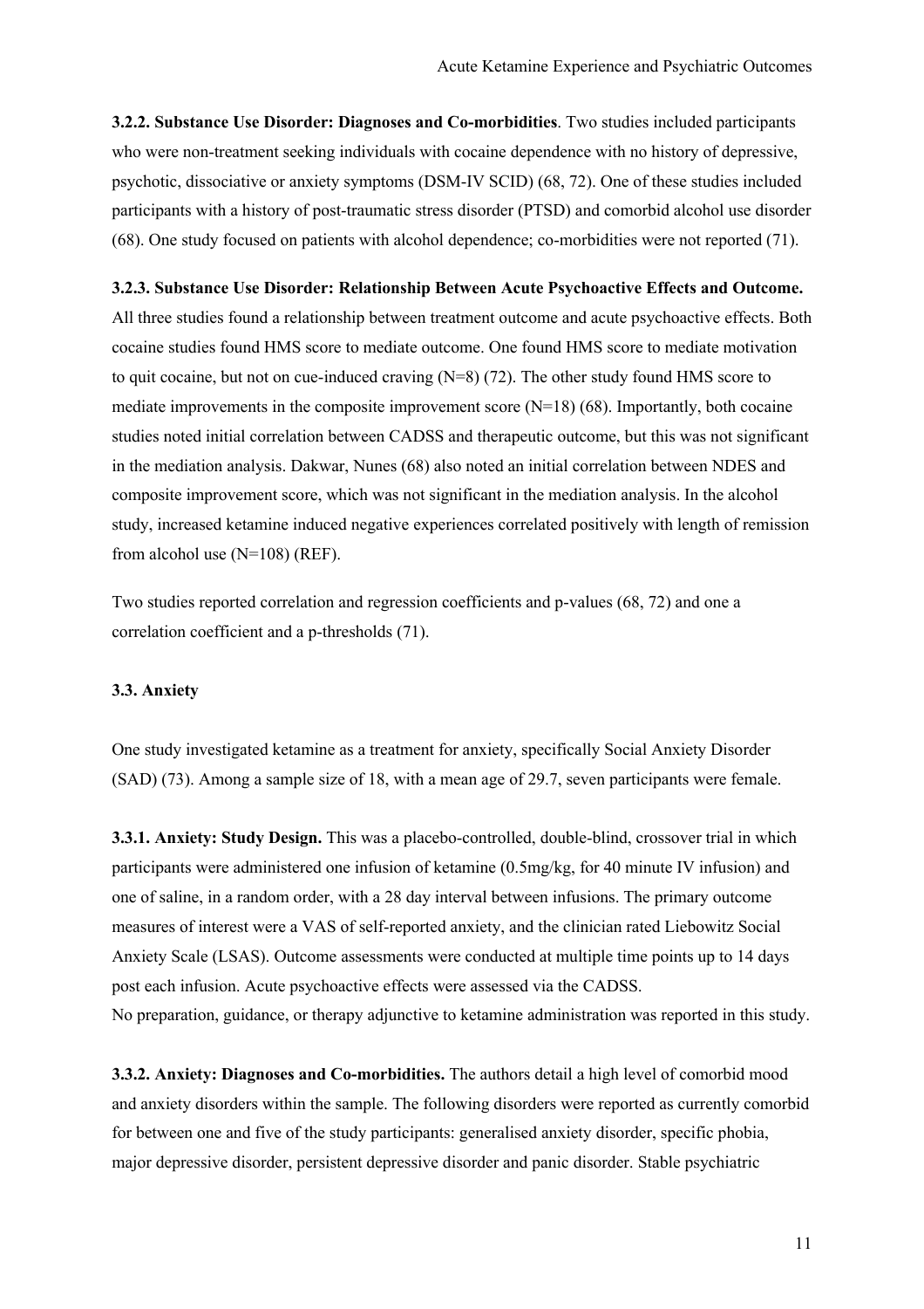**3.2.2. Substance Use Disorder: Diagnoses and Co-morbidities**. Two studies included participants who were non-treatment seeking individuals with cocaine dependence with no history of depressive, psychotic, dissociative or anxiety symptoms (DSM-IV SCID) (68, 72). One of these studies included participants with a history of post-traumatic stress disorder (PTSD) and comorbid alcohol use disorder (68). One study focused on patients with alcohol dependence; co-morbidities were not reported (71).

**3.2.3. Substance Use Disorder: Relationship Between Acute Psychoactive Effects and Outcome.** All three studies found a relationship between treatment outcome and acute psychoactive effects. Both cocaine studies found HMS score to mediate outcome. One found HMS score to mediate motivation to quit cocaine, but not on cue-induced craving (N=8) (72). The other study found HMS score to mediate improvements in the composite improvement score (N=18) (68). Importantly, both cocaine studies noted initial correlation between CADSS and therapeutic outcome, but this was not significant in the mediation analysis. Dakwar, Nunes (68) also noted an initial correlation between NDES and composite improvement score, which was not significant in the mediation analysis. In the alcohol study, increased ketamine induced negative experiences correlated positively with length of remission from alcohol use (N=108) (REF).

Two studies reported correlation and regression coefficients and p-values (68, 72) and one a correlation coefficient and a p-thresholds (71).

### 3.3. Anxiety

One study investigated ketamine as a treatment for anxiety, specifically Social Anxiety Disorder (SAD) (73). Among a sample size of 18, with a mean age of 29.7, seven participants were female.

**3.3.1. Anxiety: Study Design.** This was a placebo-controlled, double-blind, crossover trial in which participants were administered one infusion of ketamine (0.5mg/kg, for 40 minute IV infusion) and one of saline, in a random order, with a 28 day interval between infusions. The primary outcome measures of interest were a VAS of self-reported anxiety, and the clinician rated Liebowitz Social Anxiety Scale (LSAS). Outcome assessments were conducted at multiple time points up to 14 days post each infusion. Acute psychoactive effects were assessed via the CADSS.
No preparation, guidance, or therapy adjunctive to ketamine administration was reported in this study.

**3.3.2. Anxiety: Diagnoses and Co-morbidities.** The authors detail a high level of comorbid mood and anxiety disorders within the sample. The following disorders were reported as currently comorbid for between one and five of the study participants: generalised anxiety disorder, specific phobia, major depressive disorder, persistent depressive disorder and panic disorder. Stable psychiatric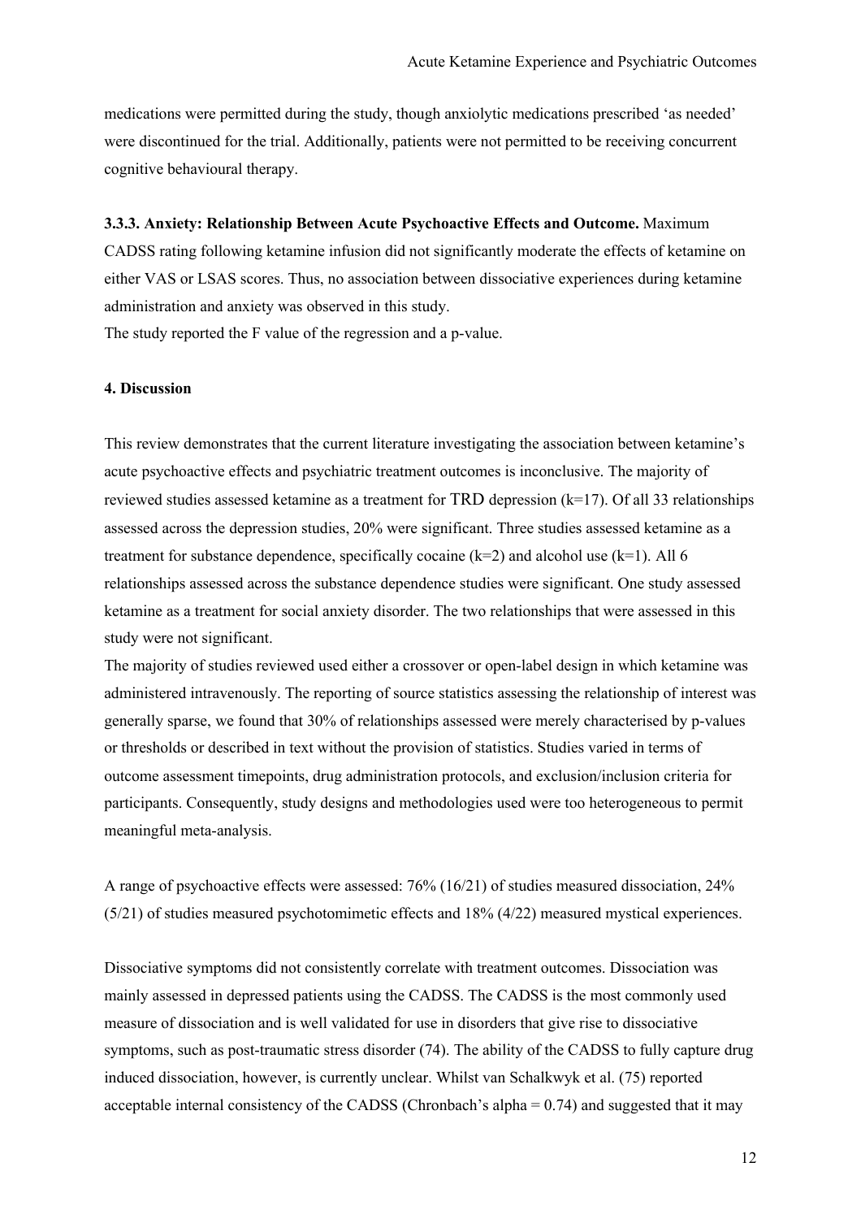medications were permitted during the study, though anxiolytic medications prescribed 'as needed' were discontinued for the trial. Additionally, patients were not permitted to be receiving concurrent cognitive behavioural therapy.

**3.3.3. Anxiety: Relationship Between Acute Psychoactive Effects and Outcome.** Maximum CADSS rating following ketamine infusion did not significantly moderate the effects of ketamine on either VAS or LSAS scores. Thus, no association between dissociative experiences during ketamine administration and anxiety was observed in this study.
The study reported the F value of the regression and a p-value.

**4. Discussion**

This review demonstrates that the current literature investigating the association between ketamine's acute psychoactive effects and psychiatric treatment outcomes is inconclusive. The majority of reviewed studies assessed ketamine as a treatment for TRD depression (k=17). Of all 33 relationships assessed across the depression studies, 20% were significant. Three studies assessed ketamine as a treatment for substance dependence, specifically cocaine (k=2) and alcohol use (k=1). All 6 relationships assessed across the substance dependence studies were significant. One study assessed ketamine as a treatment for social anxiety disorder. The two relationships that were assessed in this study were not significant.
The majority of studies reviewed used either a crossover or open-label design in which ketamine was administered intravenously. The reporting of source statistics assessing the relationship of interest was generally sparse, we found that 30% of relationships assessed were merely characterised by p-values or thresholds or described in text without the provision of statistics. Studies varied in terms of outcome assessment timepoints, drug administration protocols, and exclusion/inclusion criteria for participants. Consequently, study designs and methodologies used were too heterogeneous to permit meaningful meta-analysis.

A range of psychoactive effects were assessed: 76% (16/21) of studies measured dissociation, 24% (5/21) of studies measured psychotomimetic effects and 18% (4/22) measured mystical experiences.

Dissociative symptoms did not consistently correlate with treatment outcomes. Dissociation was mainly assessed in depressed patients using the CADSS. The CADSS is the most commonly used measure of dissociation and is well validated for use in disorders that give rise to dissociative symptoms, such as post-traumatic stress disorder (74). The ability of the CADSS to fully capture drug induced dissociation, however, is currently unclear. Whilst van Schalkwyk et al. (75) reported acceptable internal consistency of the CADSS (Chronbach's alpha = 0.74) and suggested that it may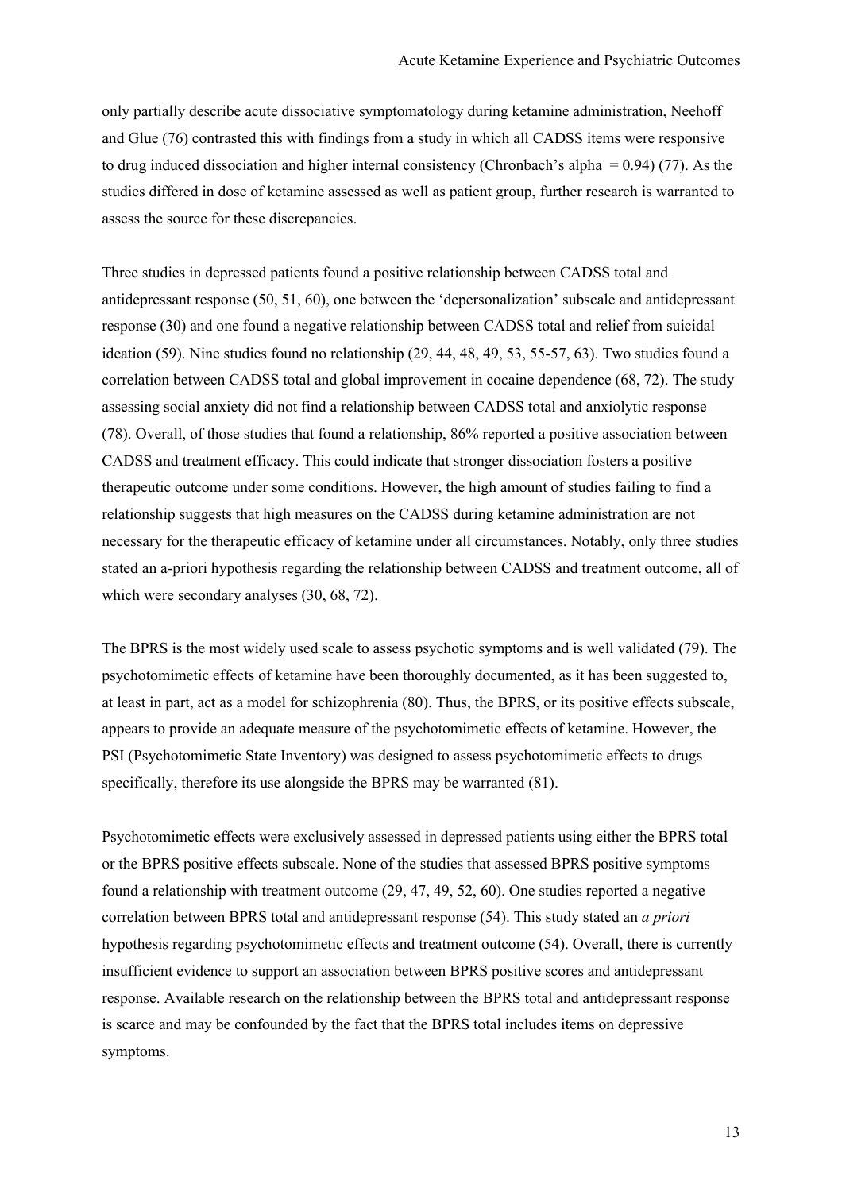only partially describe acute dissociative symptomatology during ketamine administration, Neehoff and Glue (76) contrasted this with findings from a study in which all CADSS items were responsive to drug induced dissociation and higher internal consistency (Chronbach's alpha = 0.94) (77). As the studies differed in dose of ketamine assessed as well as patient group, further research is warranted to assess the source for these discrepancies.

Three studies in depressed patients found a positive relationship between CADSS total and antidepressant response (50, 51, 60), one between the 'depersonalization' subscale and antidepressant response (30) and one found a negative relationship between CADSS total and relief from suicidal ideation (59). Nine studies found no relationship (29, 44, 48, 49, 53, 55-57, 63). Two studies found a correlation between CADSS total and global improvement in cocaine dependence (68, 72). The study assessing social anxiety did not find a relationship between CADSS total and anxiolytic response (78). Overall, of those studies that found a relationship, 86% reported a positive association between CADSS and treatment efficacy. This could indicate that stronger dissociation fosters a positive therapeutic outcome under some conditions. However, the high amount of studies failing to find a relationship suggests that high measures on the CADSS during ketamine administration are not necessary for the therapeutic efficacy of ketamine under all circumstances. Notably, only three studies stated an a-priori hypothesis regarding the relationship between CADSS and treatment outcome, all of which were secondary analyses (30, 68, 72).

The BPRS is the most widely used scale to assess psychotic symptoms and is well validated (79). The psychotomimetic effects of ketamine have been thoroughly documented, as it has been suggested to, at least in part, act as a model for schizophrenia (80). Thus, the BPRS, or its positive effects subscale, appears to provide an adequate measure of the psychotomimetic effects of ketamine. However, the PSI (Psychotomimetic State Inventory) was designed to assess psychotomimetic effects to drugs specifically, therefore its use alongside the BPRS may be warranted (81).

Psychotomimetic effects were exclusively assessed in depressed patients using either the BPRS total or the BPRS positive effects subscale. None of the studies that assessed BPRS positive symptoms found a relationship with treatment outcome (29, 47, 49, 52, 60). One studies reported a negative correlation between BPRS total and antidepressant response (54). This study stated an *a priori* hypothesis regarding psychotomimetic effects and treatment outcome (54). Overall, there is currently insufficient evidence to support an association between BPRS positive scores and antidepressant response. Available research on the relationship between the BPRS total and antidepressant response is scarce and may be confounded by the fact that the BPRS total includes items on depressive symptoms.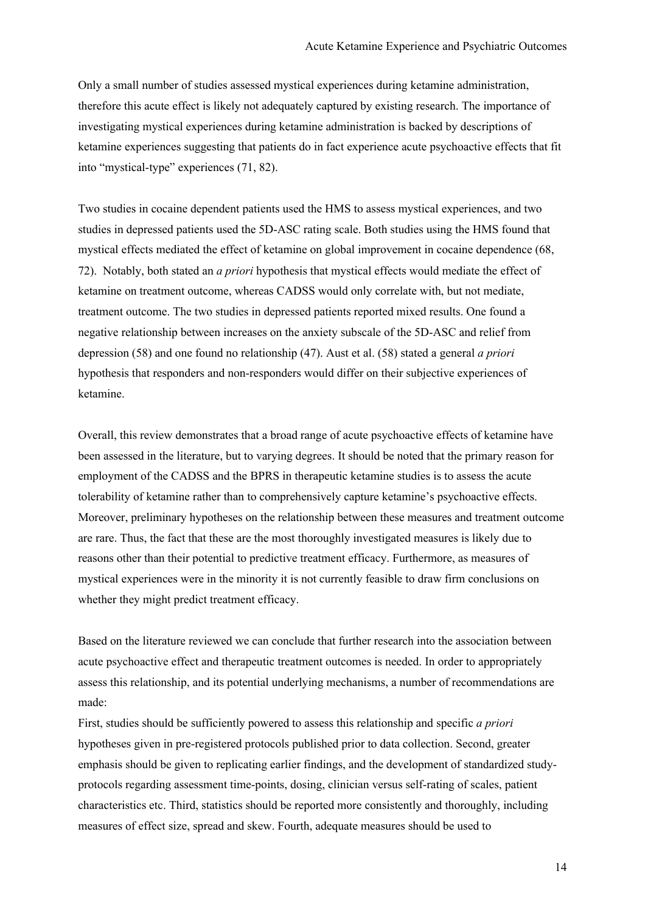Only a small number of studies assessed mystical experiences during ketamine administration, therefore this acute effect is likely not adequately captured by existing research. The importance of investigating mystical experiences during ketamine administration is backed by descriptions of ketamine experiences suggesting that patients do in fact experience acute psychoactive effects that fit into "mystical-type" experiences (71, 82).

Two studies in cocaine dependent patients used the HMS to assess mystical experiences, and two studies in depressed patients used the 5D-ASC rating scale. Both studies using the HMS found that mystical effects mediated the effect of ketamine on global improvement in cocaine dependence (68, 72). Notably, both stated an *a priori* hypothesis that mystical effects would mediate the effect of ketamine on treatment outcome, whereas CADSS would only correlate with, but not mediate, treatment outcome. The two studies in depressed patients reported mixed results. One found a negative relationship between increases on the anxiety subscale of the 5D-ASC and relief from depression (58) and one found no relationship (47). Aust et al. (58) stated a general *a priori* hypothesis that responders and non-responders would differ on their subjective experiences of ketamine.

Overall, this review demonstrates that a broad range of acute psychoactive effects of ketamine have been assessed in the literature, but to varying degrees. It should be noted that the primary reason for employment of the CADSS and the BPRS in therapeutic ketamine studies is to assess the acute tolerability of ketamine rather than to comprehensively capture ketamine's psychoactive effects. Moreover, preliminary hypotheses on the relationship between these measures and treatment outcome are rare. Thus, the fact that these are the most thoroughly investigated measures is likely due to reasons other than their potential to predictive treatment efficacy. Furthermore, as measures of mystical experiences were in the minority it is not currently feasible to draw firm conclusions on whether they might predict treatment efficacy.

Based on the literature reviewed we can conclude that further research into the association between acute psychoactive effect and therapeutic treatment outcomes is needed. In order to appropriately assess this relationship, and its potential underlying mechanisms, a number of recommendations are made:

First, studies should be sufficiently powered to assess this relationship and specific *a priori* hypotheses given in pre-registered protocols published prior to data collection. Second, greater emphasis should be given to replicating earlier findings, and the development of standardized study-protocols regarding assessment time-points, dosing, clinician versus self-rating of scales, patient characteristics etc. Third, statistics should be reported more consistently and thoroughly, including measures of effect size, spread and skew. Fourth, adequate measures should be used to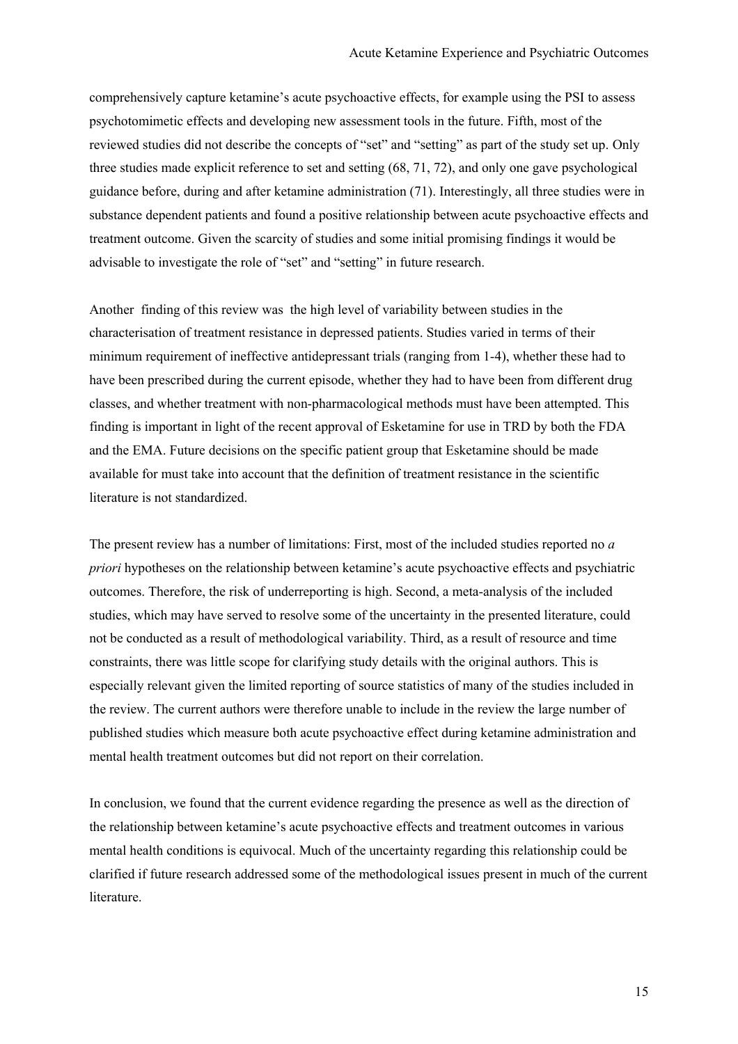comprehensively capture ketamine's acute psychoactive effects, for example using the PSI to assess psychotomimetic effects and developing new assessment tools in the future. Fifth, most of the reviewed studies did not describe the concepts of "set" and "setting" as part of the study set up. Only three studies made explicit reference to set and setting (68, 71, 72), and only one gave psychological guidance before, during and after ketamine administration (71). Interestingly, all three studies were in substance dependent patients and found a positive relationship between acute psychoactive effects and treatment outcome. Given the scarcity of studies and some initial promising findings it would be advisable to investigate the role of "set" and "setting" in future research.

Another finding of this review was the high level of variability between studies in the characterisation of treatment resistance in depressed patients. Studies varied in terms of their minimum requirement of ineffective antidepressant trials (ranging from 1-4), whether these had to have been prescribed during the current episode, whether they had to have been from different drug classes, and whether treatment with non-pharmacological methods must have been attempted. This finding is important in light of the recent approval of Esketamine for use in TRD by both the FDA and the EMA. Future decisions on the specific patient group that Esketamine should be made available for must take into account that the definition of treatment resistance in the scientific literature is not standardized.

The present review has a number of limitations: First, most of the included studies reported no *a priori* hypotheses on the relationship between ketamine's acute psychoactive effects and psychiatric outcomes. Therefore, the risk of underreporting is high. Second, a meta-analysis of the included studies, which may have served to resolve some of the uncertainty in the presented literature, could not be conducted as a result of methodological variability. Third, as a result of resource and time constraints, there was little scope for clarifying study details with the original authors. This is especially relevant given the limited reporting of source statistics of many of the studies included in the review. The current authors were therefore unable to include in the review the large number of published studies which measure both acute psychoactive effect during ketamine administration and mental health treatment outcomes but did not report on their correlation.

In conclusion, we found that the current evidence regarding the presence as well as the direction of the relationship between ketamine's acute psychoactive effects and treatment outcomes in various mental health conditions is equivocal. Much of the uncertainty regarding this relationship could be clarified if future research addressed some of the methodological issues present in much of the current literature.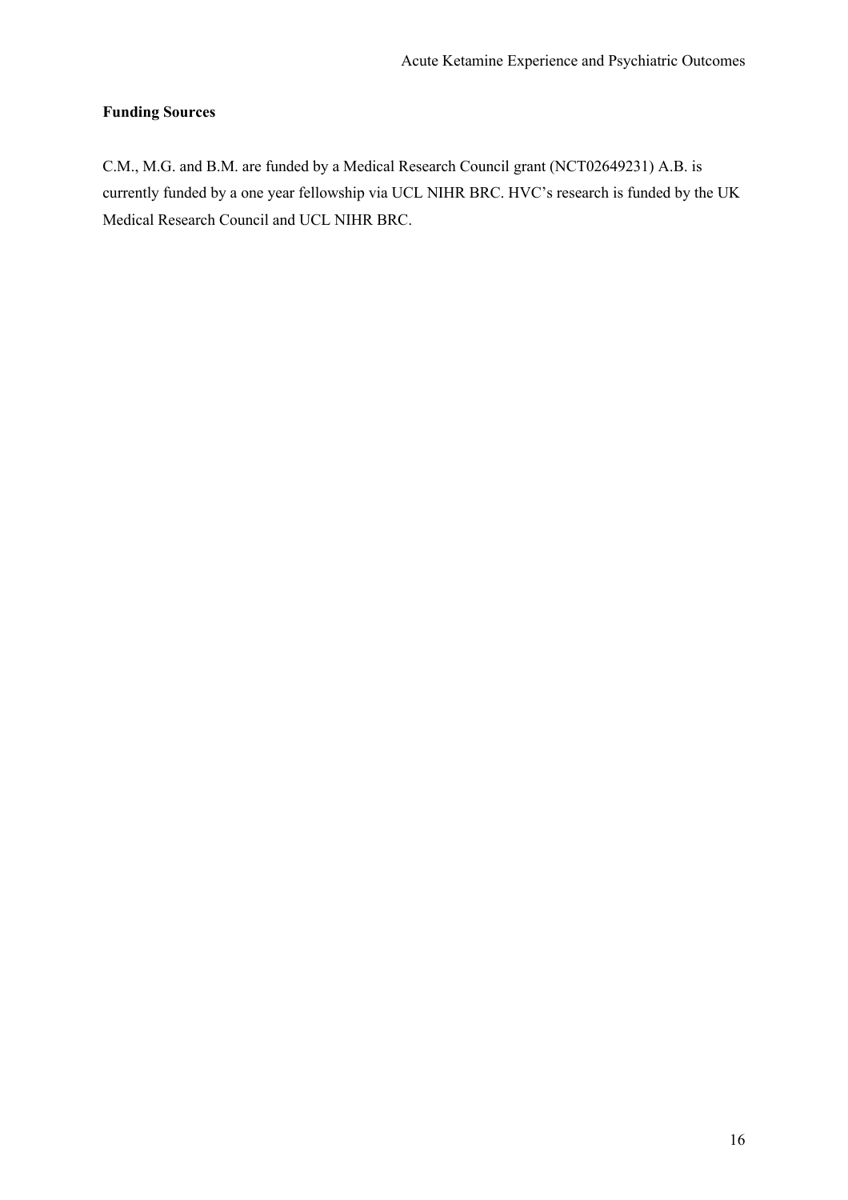**Funding Sources**

C.M., M.G. and B.M. are funded by a Medical Research Council grant (NCT02649231) A.B. is currently funded by a one year fellowship via UCL NIHR BRC. HVC's research is funded by the UK Medical Research Council and UCL NIHR BRC.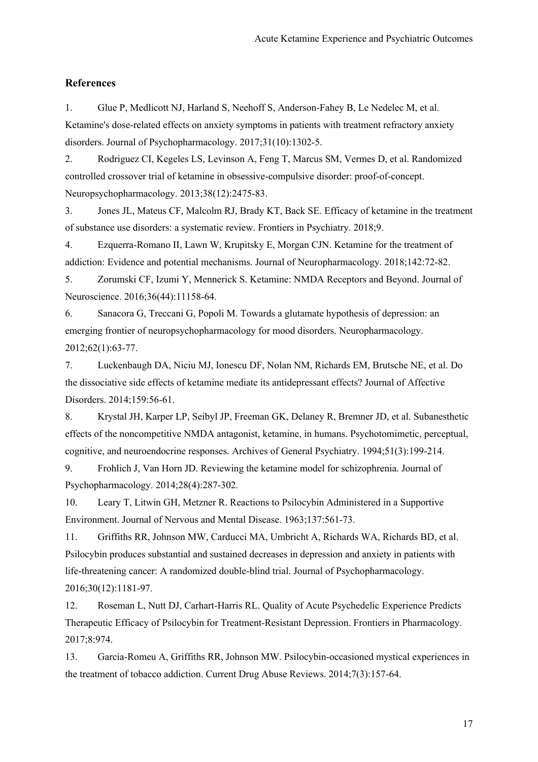## References

1. Glue P, Medlicott NJ, Harland S, Neehoff S, Anderson-Fahey B, Le Nedelec M, et al. Ketamine's dose-related effects on anxiety symptoms in patients with treatment refractory anxiety disorders. Journal of Psychopharmacology. 2017;31(10):1302-5.
2. Rodriguez CI, Kegeles LS, Levinson A, Feng T, Marcus SM, Vermes D, et al. Randomized controlled crossover trial of ketamine in obsessive-compulsive disorder: proof-of-concept. Neuropsychopharmacology. 2013;38(12):2475-83.
3. Jones JL, Mateus CF, Malcolm RJ, Brady KT, Back SE. Efficacy of ketamine in the treatment of substance use disorders: a systematic review. Frontiers in Psychiatry. 2018;9.
4. Ezquerra-Romano II, Lawn W, Krupitsky E, Morgan CJN. Ketamine for the treatment of addiction: Evidence and potential mechanisms. Journal of Neuropharmacology. 2018;142:72-82.
5. Zorumski CF, Izumi Y, Mennerick S. Ketamine: NMDA Receptors and Beyond. Journal of Neuroscience. 2016;36(44):11158-64.
6. Sanacora G, Treccani G, Popoli M. Towards a glutamate hypothesis of depression: an emerging frontier of neuropsychopharmacology for mood disorders. Neuropharmacology. 2012;62(1):63-77.
7. Luckenbaugh DA, Niciu MJ, Ionescu DF, Nolan NM, Richards EM, Brutsche NE, et al. Do the dissociative side effects of ketamine mediate its antidepressant effects? Journal of Affective Disorders. 2014;159:56-61.
8. Krystal JH, Karper LP, Seibyl JP, Freeman GK, Delaney R, Bremner JD, et al. Subanesthetic effects of the noncompetitive NMDA antagonist, ketamine, in humans. Psychotomimetic, perceptual, cognitive, and neuroendocrine responses. Archives of General Psychiatry. 1994;51(3):199-214.
9. Frohlich J, Van Horn JD. Reviewing the ketamine model for schizophrenia. Journal of Psychopharmacology. 2014;28(4):287-302.
10. Leary T, Litwin GH, Metzner R. Reactions to Psilocybin Administered in a Supportive Environment. Journal of Nervous and Mental Disease. 1963;137:561-73.
11. Griffiths RR, Johnson MW, Carducci MA, Umbricht A, Richards WA, Richards BD, et al. Psilocybin produces substantial and sustained decreases in depression and anxiety in patients with life-threatening cancer: A randomized double-blind trial. Journal of Psychopharmacology. 2016;30(12):1181-97.
12. Roseman L, Nutt DJ, Carhart-Harris RL. Quality of Acute Psychedelic Experience Predicts Therapeutic Efficacy of Psilocybin for Treatment-Resistant Depression. Frontiers in Pharmacology. 2017;8:974.
13. Garcia-Romeu A, Griffiths RR, Johnson MW. Psilocybin-occasioned mystical experiences in the treatment of tobacco addiction. Current Drug Abuse Reviews. 2014;7(3):157-64.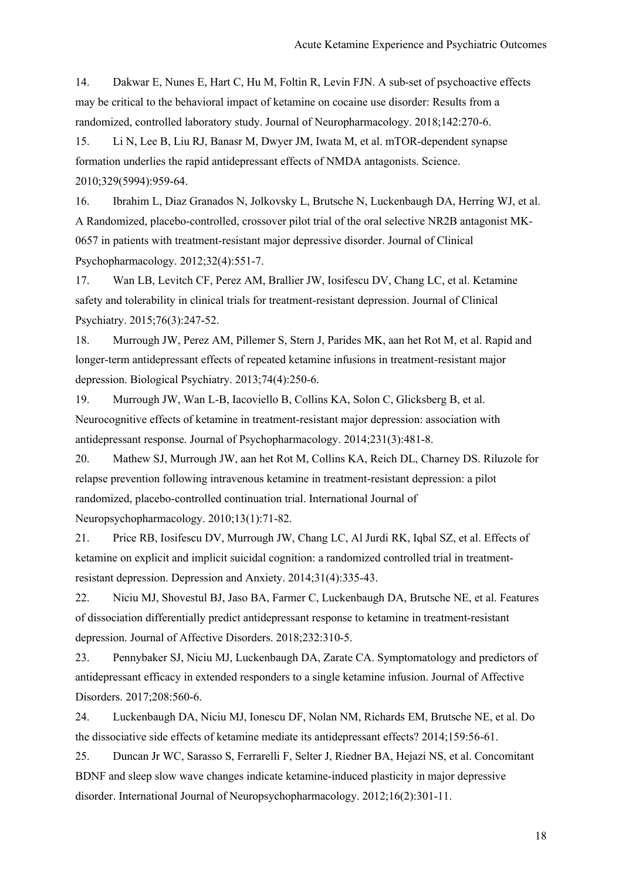14. Dakwar E, Nunes E, Hart C, Hu M, Foltin R, Levin FJN. A sub-set of psychoactive effects may be critical to the behavioral impact of ketamine on cocaine use disorder: Results from a randomized, controlled laboratory study. Journal of Neuropharmacology. 2018;142:270-6.

15. Li N, Lee B, Liu RJ, Banasr M, Dwyer JM, Iwata M, et al. mTOR-dependent synapse formation underlies the rapid antidepressant effects of NMDA antagonists. Science. 2010;329(5994):959-64.

16. Ibrahim L, Diaz Granados N, Jolkovsky L, Brutsche N, Luckenbaugh DA, Herring WJ, et al. A Randomized, placebo-controlled, crossover pilot trial of the oral selective NR2B antagonist MK-0657 in patients with treatment-resistant major depressive disorder. Journal of Clinical Psychopharmacology. 2012;32(4):551-7.

17. Wan LB, Levitch CF, Perez AM, Brallier JW, Iosifescu DV, Chang LC, et al. Ketamine safety and tolerability in clinical trials for treatment-resistant depression. Journal of Clinical Psychiatry. 2015;76(3):247-52.

18. Murrough JW, Perez AM, Pillemer S, Stern J, Parides MK, aan het Rot M, et al. Rapid and longer-term antidepressant effects of repeated ketamine infusions in treatment-resistant major depression. Biological Psychiatry. 2013;74(4):250-6.

19. Murrough JW, Wan L-B, Iacoviello B, Collins KA, Solon C, Glicksberg B, et al. Neurocognitive effects of ketamine in treatment-resistant major depression: association with antidepressant response. Journal of Psychopharmacology. 2014;231(3):481-8.

20. Mathew SJ, Murrough JW, aan het Rot M, Collins KA, Reich DL, Charney DS. Riluzole for relapse prevention following intravenous ketamine in treatment-resistant depression: a pilot randomized, placebo-controlled continuation trial. International Journal of Neuropsychopharmacology. 2010;13(1):71-82.

21. Price RB, Iosifescu DV, Murrough JW, Chang LC, Al Jurdi RK, Iqbal SZ, et al. Effects of ketamine on explicit and implicit suicidal cognition: a randomized controlled trial in treatment-resistant depression. Depression and Anxiety. 2014;31(4):335-43.

22. Niciu MJ, Shovestul BJ, Jaso BA, Farmer C, Luckenbaugh DA, Brutsche NE, et al. Features of dissociation differentially predict antidepressant response to ketamine in treatment-resistant depression. Journal of Affective Disorders. 2018;232:310-5.

23. Pennybaker SJ, Niciu MJ, Luckenbaugh DA, Zarate CA. Symptomatology and predictors of antidepressant efficacy in extended responders to a single ketamine infusion. Journal of Affective Disorders. 2017;208:560-6.

24. Luckenbaugh DA, Niciu MJ, Ionescu DF, Nolan NM, Richards EM, Brutsche NE, et al. Do the dissociative side effects of ketamine mediate its antidepressant effects? 2014;159:56-61.

25. Duncan Jr WC, Sarasso S, Ferrarelli F, Selter J, Riedner BA, Hejazi NS, et al. Concomitant BDNF and sleep slow wave changes indicate ketamine-induced plasticity in major depressive disorder. International Journal of Neuropsychopharmacology. 2012;16(2):301-11.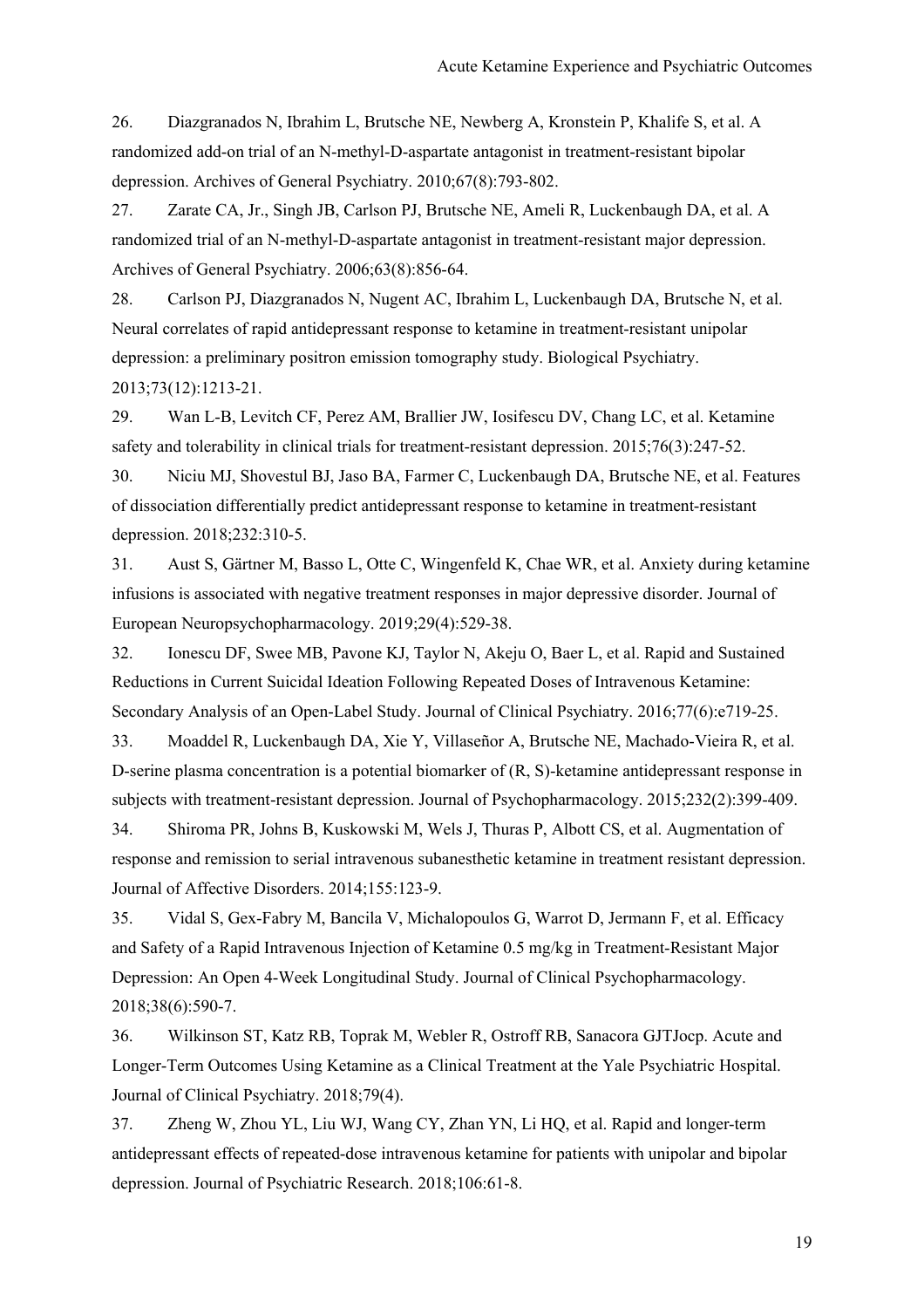26. Diazgranados N, Ibrahim L, Brutsche NE, Newberg A, Kronstein P, Khalife S, et al. A randomized add-on trial of an N-methyl-D-aspartate antagonist in treatment-resistant bipolar depression. Archives of General Psychiatry. 2010;67(8):793-802.

27. Zarate CA, Jr., Singh JB, Carlson PJ, Brutsche NE, Ameli R, Luckenbaugh DA, et al. A randomized trial of an N-methyl-D-aspartate antagonist in treatment-resistant major depression. Archives of General Psychiatry. 2006;63(8):856-64.

28. Carlson PJ, Diazgranados N, Nugent AC, Ibrahim L, Luckenbaugh DA, Brutsche N, et al. Neural correlates of rapid antidepressant response to ketamine in treatment-resistant unipolar depression: a preliminary positron emission tomography study. Biological Psychiatry. 2013;73(12):1213-21.

29. Wan L-B, Levitch CF, Perez AM, Brallier JW, Iosifescu DV, Chang LC, et al. Ketamine safety and tolerability in clinical trials for treatment-resistant depression. 2015;76(3):247-52.

30. Niciu MJ, Shovestul BJ, Jaso BA, Farmer C, Luckenbaugh DA, Brutsche NE, et al. Features of dissociation differentially predict antidepressant response to ketamine in treatment-resistant depression. 2018;232:310-5.

31. Aust S, Gärtner M, Basso L, Otte C, Wingenfeld K, Chae WR, et al. Anxiety during ketamine infusions is associated with negative treatment responses in major depressive disorder. Journal of European Neuropsychopharmacology. 2019;29(4):529-38.

32. Ionescu DF, Swee MB, Pavone KJ, Taylor N, Akeju O, Baer L, et al. Rapid and Sustained Reductions in Current Suicidal Ideation Following Repeated Doses of Intravenous Ketamine: Secondary Analysis of an Open-Label Study. Journal of Clinical Psychiatry. 2016;77(6):e719-25.

33. Moaddel R, Luckenbaugh DA, Xie Y, Villaseñor A, Brutsche NE, Machado-Vieira R, et al. D-serine plasma concentration is a potential biomarker of (R, S)-ketamine antidepressant response in subjects with treatment-resistant depression. Journal of Psychopharmacology. 2015;232(2):399-409.

34. Shiroma PR, Johns B, Kuskowski M, Wels J, Thuras P, Albott CS, et al. Augmentation of response and remission to serial intravenous subanesthetic ketamine in treatment resistant depression. Journal of Affective Disorders. 2014;155:123-9.

35. Vidal S, Gex-Fabry M, Bancila V, Michalopoulos G, Warrot D, Jermann F, et al. Efficacy and Safety of a Rapid Intravenous Injection of Ketamine 0.5 mg/kg in Treatment-Resistant Major Depression: An Open 4-Week Longitudinal Study. Journal of Clinical Psychopharmacology. 2018;38(6):590-7.

36. Wilkinson ST, Katz RB, Toprak M, Webler R, Ostroff RB, Sanacora GJTJocp. Acute and Longer-Term Outcomes Using Ketamine as a Clinical Treatment at the Yale Psychiatric Hospital. Journal of Clinical Psychiatry. 2018;79(4).

37. Zheng W, Zhou YL, Liu WJ, Wang CY, Zhan YN, Li HQ, et al. Rapid and longer-term antidepressant effects of repeated-dose intravenous ketamine for patients with unipolar and bipolar depression. Journal of Psychiatric Research. 2018;106:61-8.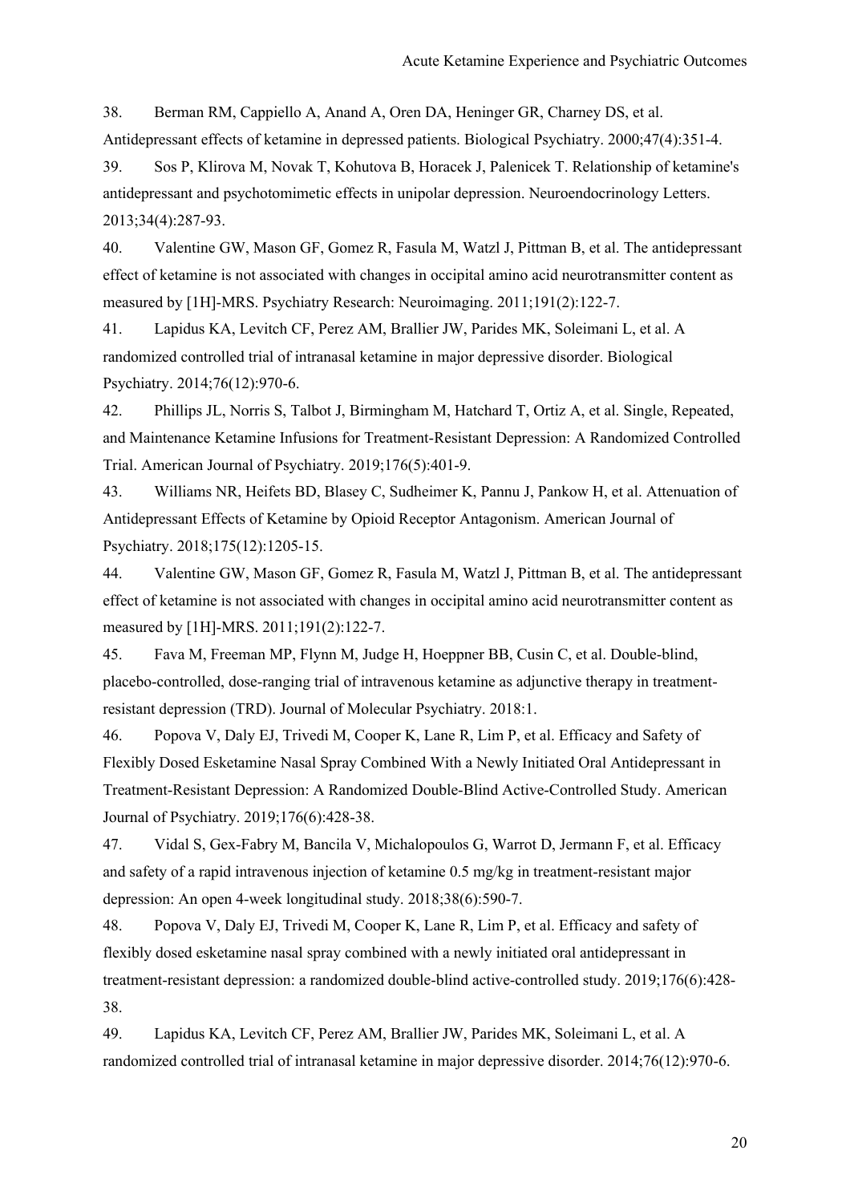38. Berman RM, Cappiello A, Anand A, Oren DA, Heninger GR, Charney DS, et al. Antidepressant effects of ketamine in depressed patients. Biological Psychiatry. 2000;47(4):351-4.

39. Sos P, Klirova M, Novak T, Kohutova B, Horacek J, Palenicek T. Relationship of ketamine's antidepressant and psychotomimetic effects in unipolar depression. Neuroendocrinology Letters. 2013;34(4):287-93.

40. Valentine GW, Mason GF, Gomez R, Fasula M, Watzl J, Pittman B, et al. The antidepressant effect of ketamine is not associated with changes in occipital amino acid neurotransmitter content as measured by [1H]-MRS. Psychiatry Research: Neuroimaging. 2011;191(2):122-7.

41. Lapidus KA, Levitch CF, Perez AM, Brallier JW, Parides MK, Soleimani L, et al. A randomized controlled trial of intranasal ketamine in major depressive disorder. Biological Psychiatry. 2014;76(12):970-6.

42. Phillips JL, Norris S, Talbot J, Birmingham M, Hatchard T, Ortiz A, et al. Single, Repeated, and Maintenance Ketamine Infusions for Treatment-Resistant Depression: A Randomized Controlled Trial. American Journal of Psychiatry. 2019;176(5):401-9.

43. Williams NR, Heifets BD, Blasey C, Sudheimer K, Pannu J, Pankow H, et al. Attenuation of Antidepressant Effects of Ketamine by Opioid Receptor Antagonism. American Journal of Psychiatry. 2018;175(12):1205-15.

44. Valentine GW, Mason GF, Gomez R, Fasula M, Watzl J, Pittman B, et al. The antidepressant effect of ketamine is not associated with changes in occipital amino acid neurotransmitter content as measured by [1H]-MRS. 2011;191(2):122-7.

45. Fava M, Freeman MP, Flynn M, Judge H, Hoeppner BB, Cusin C, et al. Double-blind, placebo-controlled, dose-ranging trial of intravenous ketamine as adjunctive therapy in treatment-resistant depression (TRD). Journal of Molecular Psychiatry. 2018:1.

46. Popova V, Daly EJ, Trivedi M, Cooper K, Lane R, Lim P, et al. Efficacy and Safety of Flexibly Dosed Esketamine Nasal Spray Combined With a Newly Initiated Oral Antidepressant in Treatment-Resistant Depression: A Randomized Double-Blind Active-Controlled Study. American Journal of Psychiatry. 2019;176(6):428-38.

47. Vidal S, Gex-Fabry M, Bancila V, Michalopoulos G, Warrot D, Jermann F, et al. Efficacy and safety of a rapid intravenous injection of ketamine 0.5 mg/kg in treatment-resistant major depression: An open 4-week longitudinal study. 2018;38(6):590-7.

48. Popova V, Daly EJ, Trivedi M, Cooper K, Lane R, Lim P, et al. Efficacy and safety of flexibly dosed esketamine nasal spray combined with a newly initiated oral antidepressant in treatment-resistant depression: a randomized double-blind active-controlled study. 2019;176(6):428-38.

49. Lapidus KA, Levitch CF, Perez AM, Brallier JW, Parides MK, Soleimani L, et al. A randomized controlled trial of intranasal ketamine in major depressive disorder. 2014;76(12):970-6.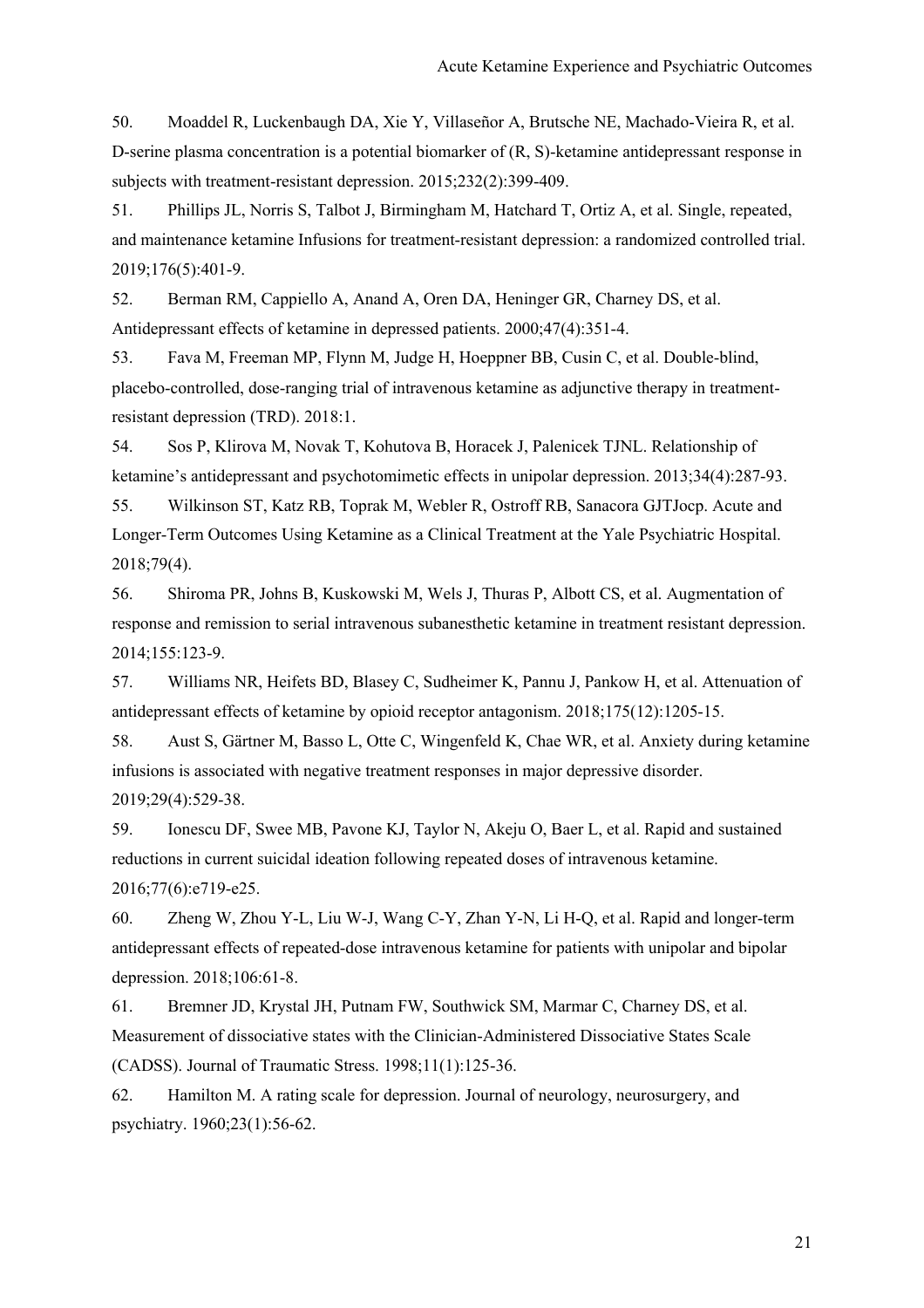50. Moaddel R, Luckenbaugh DA, Xie Y, Villaseñor A, Brutsche NE, Machado-Vieira R, et al. D-serine plasma concentration is a potential biomarker of (R, S)-ketamine antidepressant response in subjects with treatment-resistant depression. 2015;232(2):399-409.

51. Phillips JL, Norris S, Talbot J, Birmingham M, Hatchard T, Ortiz A, et al. Single, repeated, and maintenance ketamine Infusions for treatment-resistant depression: a randomized controlled trial. 2019;176(5):401-9.

52. Berman RM, Cappiello A, Anand A, Oren DA, Heninger GR, Charney DS, et al. Antidepressant effects of ketamine in depressed patients. 2000;47(4):351-4.

53. Fava M, Freeman MP, Flynn M, Judge H, Hoeppner BB, Cusin C, et al. Double-blind, placebo-controlled, dose-ranging trial of intravenous ketamine as adjunctive therapy in treatment-resistant depression (TRD). 2018:1.

54. Sos P, Klirova M, Novak T, Kohutova B, Horacek J, Palenicek TJNL. Relationship of ketamine's antidepressant and psychotomimetic effects in unipolar depression. 2013;34(4):287-93.

55. Wilkinson ST, Katz RB, Toprak M, Webler R, Ostroff RB, Sanacora GJTJocp. Acute and Longer-Term Outcomes Using Ketamine as a Clinical Treatment at the Yale Psychiatric Hospital. 2018;79(4).

56. Shiroma PR, Johns B, Kuskowski M, Wels J, Thuras P, Albott CS, et al. Augmentation of response and remission to serial intravenous subanesthetic ketamine in treatment resistant depression. 2014;155:123-9.

57. Williams NR, Heifets BD, Blasey C, Sudheimer K, Pannu J, Pankow H, et al. Attenuation of antidepressant effects of ketamine by opioid receptor antagonism. 2018;175(12):1205-15.

58. Aust S, Gärtner M, Basso L, Otte C, Wingenfeld K, Chae WR, et al. Anxiety during ketamine infusions is associated with negative treatment responses in major depressive disorder. 2019;29(4):529-38.

59. Ionescu DF, Swee MB, Pavone KJ, Taylor N, Akeju O, Baer L, et al. Rapid and sustained reductions in current suicidal ideation following repeated doses of intravenous ketamine. 2016;77(6):e719-e25.

60. Zheng W, Zhou Y-L, Liu W-J, Wang C-Y, Zhan Y-N, Li H-Q, et al. Rapid and longer-term antidepressant effects of repeated-dose intravenous ketamine for patients with unipolar and bipolar depression. 2018;106:61-8.

61. Bremner JD, Krystal JH, Putnam FW, Southwick SM, Marmar C, Charney DS, et al. Measurement of dissociative states with the Clinician-Administered Dissociative States Scale (CADSS). Journal of Traumatic Stress. 1998;11(1):125-36.

62. Hamilton M. A rating scale for depression. Journal of neurology, neurosurgery, and psychiatry. 1960;23(1):56-62.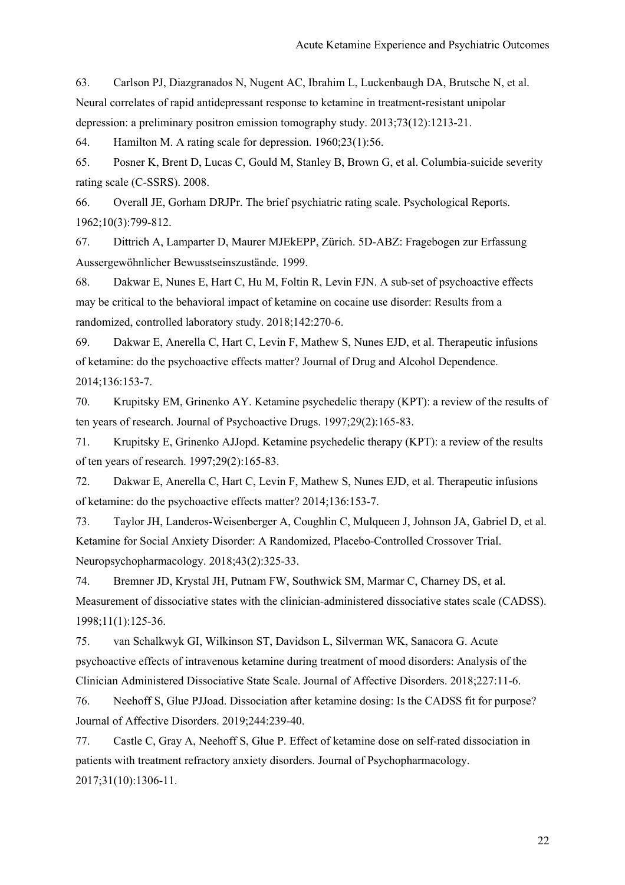63. Carlson PJ, Diazgranados N, Nugent AC, Ibrahim L, Luckenbaugh DA, Brutsche N, et al. Neural correlates of rapid antidepressant response to ketamine in treatment-resistant unipolar depression: a preliminary positron emission tomography study. 2013;73(12):1213-21.

64. Hamilton M. A rating scale for depression. 1960;23(1):56.

65. Posner K, Brent D, Lucas C, Gould M, Stanley B, Brown G, et al. Columbia-suicide severity rating scale (C-SSRS). 2008.

66. Overall JE, Gorham DRJPr. The brief psychiatric rating scale. Psychological Reports. 1962;10(3):799-812.

67. Dittrich A, Lamparter D, Maurer MJEkEPP, Zürich. 5D-ABZ: Fragebogen zur Erfassung Aussergewöhnlicher Bewusstseinszustände. 1999.

68. Dakwar E, Nunes E, Hart C, Hu M, Foltin R, Levin FJN. A sub-set of psychoactive effects may be critical to the behavioral impact of ketamine on cocaine use disorder: Results from a randomized, controlled laboratory study. 2018;142:270-6.

69. Dakwar E, Anerella C, Hart C, Levin F, Mathew S, Nunes EJD, et al. Therapeutic infusions of ketamine: do the psychoactive effects matter? Journal of Drug and Alcohol Dependence. 2014;136:153-7.

70. Krupitsky EM, Grinenko AY. Ketamine psychedelic therapy (KPT): a review of the results of ten years of research. Journal of Psychoactive Drugs. 1997;29(2):165-83.

71. Krupitsky E, Grinenko AJJopd. Ketamine psychedelic therapy (KPT): a review of the results of ten years of research. 1997;29(2):165-83.

72. Dakwar E, Anerella C, Hart C, Levin F, Mathew S, Nunes EJD, et al. Therapeutic infusions of ketamine: do the psychoactive effects matter? 2014;136:153-7.

73. Taylor JH, Landeros-Weisenberger A, Coughlin C, Mulqueen J, Johnson JA, Gabriel D, et al. Ketamine for Social Anxiety Disorder: A Randomized, Placebo-Controlled Crossover Trial. Neuropsychopharmacology. 2018;43(2):325-33.

74. Bremner JD, Krystal JH, Putnam FW, Southwick SM, Marmar C, Charney DS, et al. Measurement of dissociative states with the clinician-administered dissociative states scale (CADSS). 1998;11(1):125-36.

75. van Schalkwyk GI, Wilkinson ST, Davidson L, Silverman WK, Sanacora G. Acute psychoactive effects of intravenous ketamine during treatment of mood disorders: Analysis of the Clinician Administered Dissociative State Scale. Journal of Affective Disorders. 2018;227:11-6.

76. Neehoff S, Glue PJJoad. Dissociation after ketamine dosing: Is the CADSS fit for purpose? Journal of Affective Disorders. 2019;244:239-40.

77. Castle C, Gray A, Neehoff S, Glue P. Effect of ketamine dose on self-rated dissociation in patients with treatment refractory anxiety disorders. Journal of Psychopharmacology. 2017;31(10):1306-11.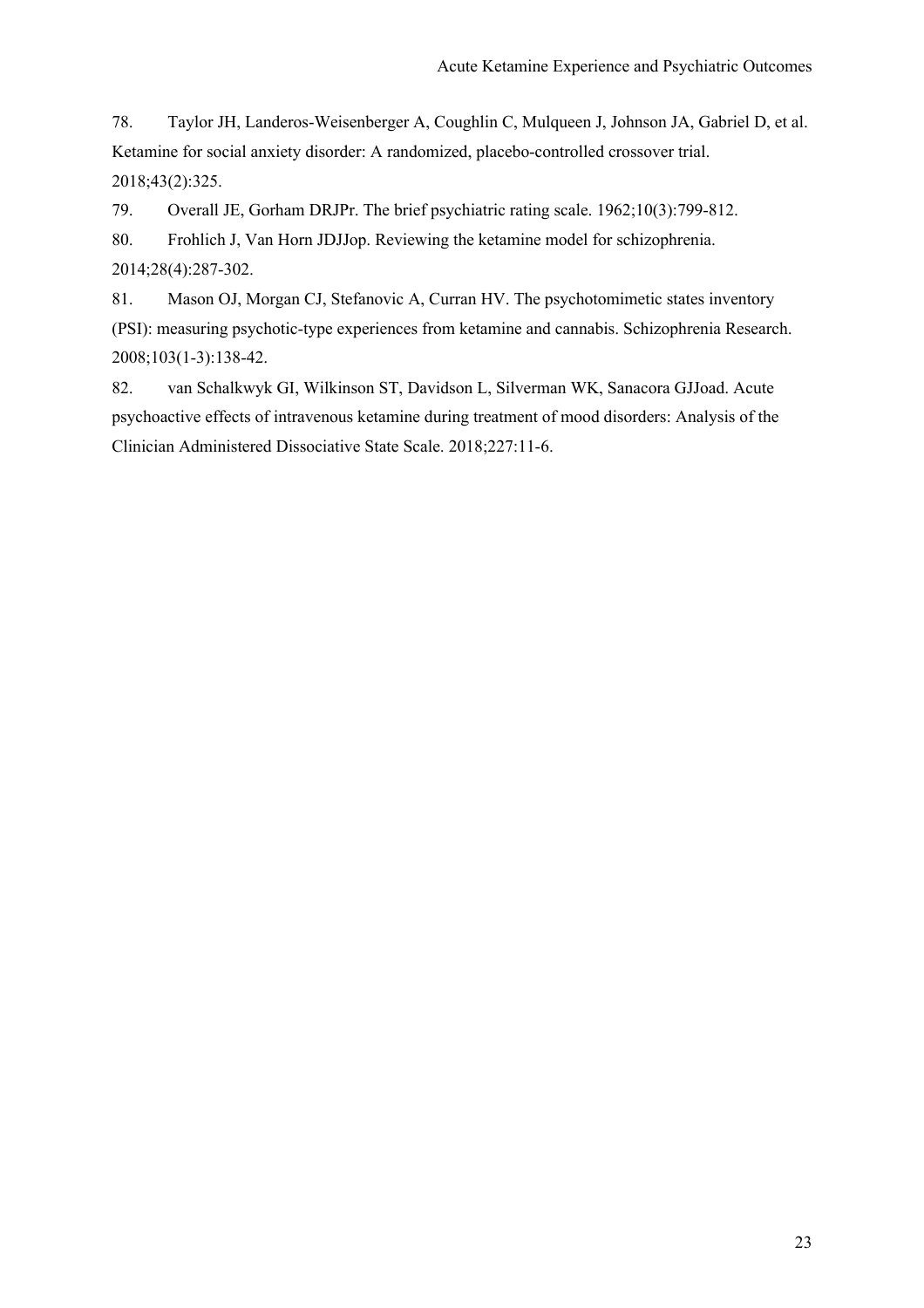78. Taylor JH, Landeros-Weisenberger A, Coughlin C, Mulqueen J, Johnson JA, Gabriel D, et al. Ketamine for social anxiety disorder: A randomized, placebo-controlled crossover trial. 2018;43(2):325.

79. Overall JE, Gorham DRJPr. The brief psychiatric rating scale. 1962;10(3):799-812.

80. Frohlich J, Van Horn JDJJop. Reviewing the ketamine model for schizophrenia. 2014;28(4):287-302.

81. Mason OJ, Morgan CJ, Stefanovic A, Curran HV. The psychotomimetic states inventory (PSI): measuring psychotic-type experiences from ketamine and cannabis. Schizophrenia Research. 2008;103(1-3):138-42.

82. van Schalkwyk GI, Wilkinson ST, Davidson L, Silverman WK, Sanacora GJJoad. Acute psychoactive effects of intravenous ketamine during treatment of mood disorders: Analysis of the Clinician Administered Dissociative State Scale. 2018;227:11-6.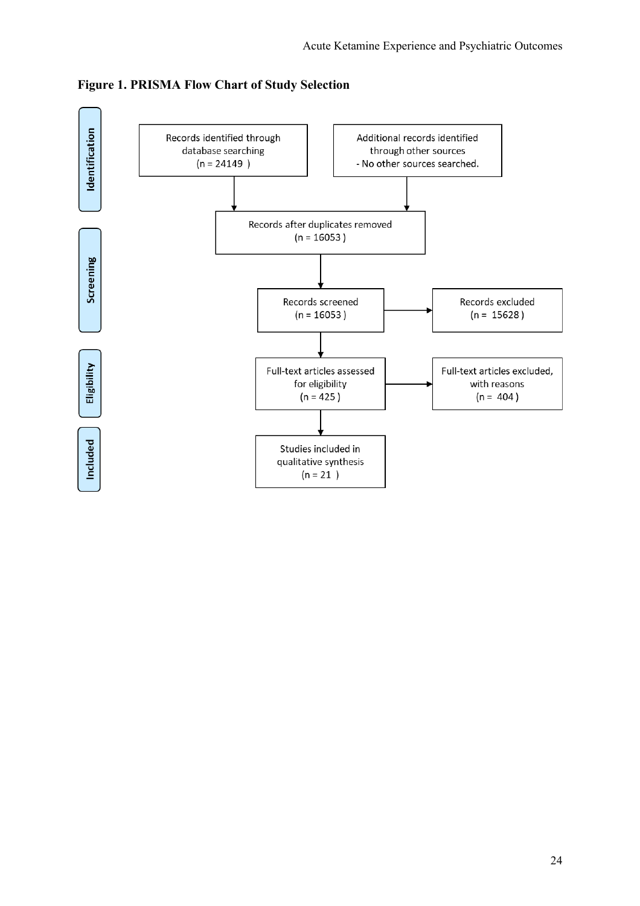**Figure 1. PRISMA Flow Chart of Study Selection**

**Identification**

- Records identified through database searching (n = 24149 )
- Additional records identified through other sources - No other sources searched.

Records after duplicates removed (n = 16053 )

**Screening**

- Records screened (n = 16053 )
- Records excluded (n = 15628 )

**Eligibility**

- Full-text articles assessed for eligibility (n = 425 )
- Full-text articles excluded, with reasons (n = 404 )

**Included**

- Studies included in qualitative synthesis (n = 21 )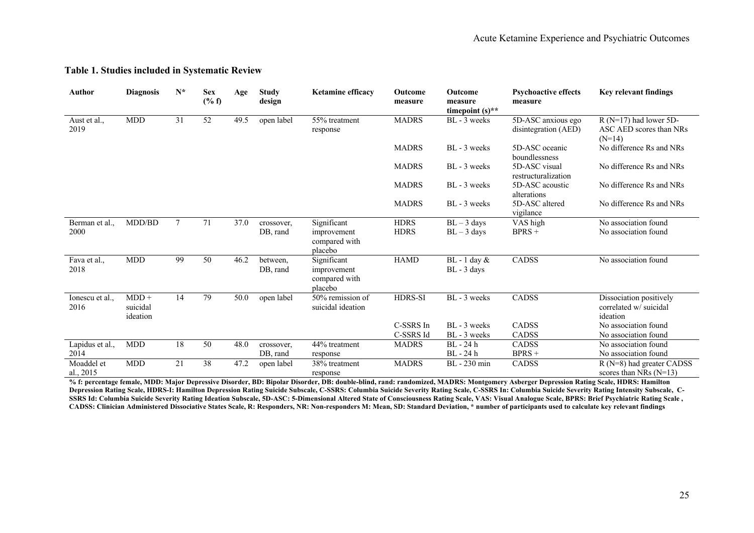**Table 1. Studies included in Systematic Review**

| Author | Diagnosis | N* | Sex (% f) | Age | Study design | Ketamine efficacy | Outcome measure | Outcome measure timepoint (s)** | Psychoactive effects measure | Key relevant findings |
|---|---|---|---|---|---|---|---|---|---|---|
| Aust et al., 2019 | MDD | 31 | 52 | 49.5 | open label | 55% treatment response | MADRS | BL - 3 weeks | 5D-ASC anxious ego disintegration (AED) | R (N=17) had lower 5D-ASC AED scores than NRs (N=14) |
| | | | | | | | MADRS | BL - 3 weeks | 5D-ASC oceanic boundlessness | No difference Rs and NRs |
| | | | | | | | MADRS | BL - 3 weeks | 5D-ASC visual restructuralization | No difference Rs and NRs |
| | | | | | | | MADRS | BL - 3 weeks | 5D-ASC acoustic alterations | No difference Rs and NRs |
| | | | | | | | MADRS | BL - 3 weeks | 5D-ASC altered vigilance | No difference Rs and NRs |
| Berman et al., 2000 | MDD/BD | 7 | 71 | 37.0 | crossover, DB, rand | Significant improvement compared with placebo | HDRS | BL – 3 days | VAS high | No association found |
| | | | | | | | HDRS | BL – 3 days | BPRS + | No association found |
| Fava et al., 2018 | MDD | 99 | 50 | 46.2 | between, DB, rand | Significant improvement compared with placebo | HAMD | BL - 1 day & BL - 3 days | CADSS | No association found |
| Ionescu et al., 2016 | MDD + suicidal ideation | 14 | 79 | 50.0 | open label | 50% remission of suicidal ideation | HDRS-SI | BL - 3 weeks | CADSS | Dissociation positively correlated w/ suicidal ideation |
| | | | | | | | C-SSRS In | BL - 3 weeks | CADSS | No association found |
| | | | | | | | C-SSRS Id | BL - 3 weeks | CADSS | No association found |
| Lapidus et al., 2014 | MDD | 18 | 50 | 48.0 | crossover, DB, rand | 44% treatment response | MADRS | BL - 24 h | CADSS | No association found |
| | | | | | | | | BL - 24 h | BPRS + | No association found |
| Moaddel et al., 2015 | MDD | 21 | 38 | 47.2 | open label | 38% treatment response | MADRS | BL - 230 min | CADSS | R (N=8) had greater CADSS scores than NRs (N=13) |

**% f: percentage female, MDD: Major Depressive Disorder, BD: Bipolar Disorder, DB: double-blind, rand: randomized, MADRS: Montgomery Asberger Depression Rating Scale, HDRS: Hamilton Depression Rating Scale, HDRS-I: Hamilton Depression Rating Suicide Subscale, C-SSRS: Columbia Suicide Severity Rating Scale, C-SSRS In: Columbia Suicide Severity Rating Intensity Subscale, C-SSRS Id: Columbia Suicide Severity Rating Ideation Subscale, 5D-ASC: 5-Dimensional Altered State of Consciousness Rating Scale, VAS: Visual Analogue Scale, BPRS: Brief Psychiatric Rating Scale , CADSS: Clinician Administered Dissociative States Scale, R: Responders, NR: Non-responders M: Mean, SD: Standard Deviation, * number of participants used to calculate key relevant findings**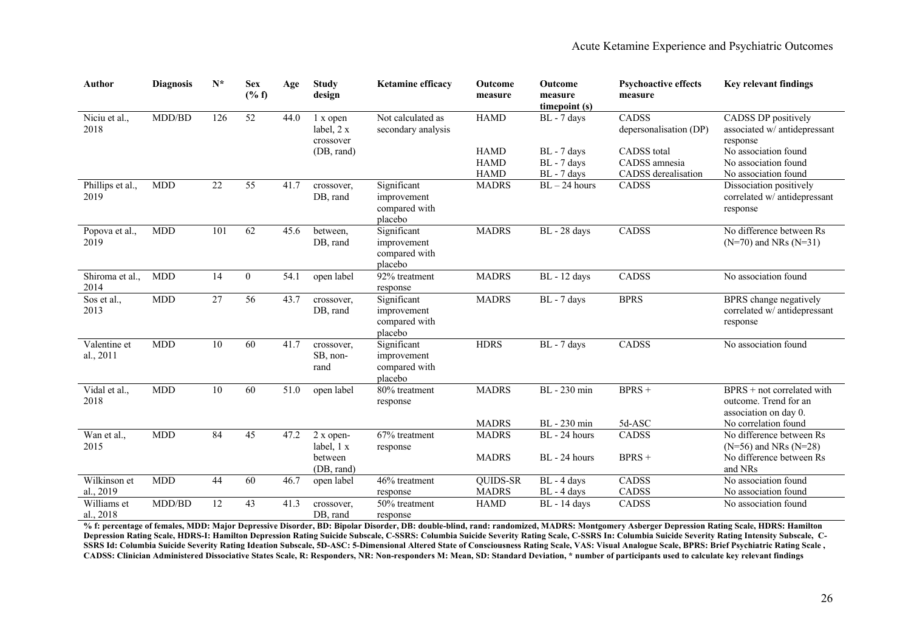| Author | Diagnosis | N* | Sex (% f) | Age | Study design | Ketamine efficacy | Outcome measure | Outcome measure timepoint (s) | Psychoactive effects measure | Key relevant findings |
|---|---|---|---|---|---|---|---|---|---|---|
| Niciu et al., 2018 | MDD/BD | 126 | 52 | 44.0 | 1 x open label, 2 x crossover (DB, rand) | Not calculated as secondary analysis | HAMD | BL - 7 days | CADSS depersonalisation (DP) | CADSS DP positively associated w/ antidepressant response |
| | | | | | | | HAMD | BL - 7 days | CADSS total | No association found |
| | | | | | | | HAMD | BL - 7 days | CADSS amnesia | No association found |
| | | | | | | | HAMD | BL - 7 days | CADSS derealisation | No association found |
| Phillips et al., 2019 | MDD | 22 | 55 | 41.7 | crossover, DB, rand | Significant improvement compared with placebo | MADRS | BL – 24 hours | CADSS | Dissociation positively correlated w/ antidepressant response |
| Popova et al., 2019 | MDD | 101 | 62 | 45.6 | between, DB, rand | Significant improvement compared with placebo | MADRS | BL - 28 days | CADSS | No difference between Rs (N=70) and NRs (N=31) |
| Shiroma et al., 2014 | MDD | 14 | 0 | 54.1 | open label | 92% treatment response | MADRS | BL - 12 days | CADSS | No association found |
| Sos et al., 2013 | MDD | 27 | 56 | 43.7 | crossover, DB, rand | Significant improvement compared with placebo | MADRS | BL - 7 days | BPRS | BPRS change negatively correlated w/ antidepressant response |
| Valentine et al., 2011 | MDD | 10 | 60 | 41.7 | crossover, SB, non-rand | Significant improvement compared with placebo | HDRS | BL - 7 days | CADSS | No association found |
| Vidal et al., 2018 | MDD | 10 | 60 | 51.0 | open label | 80% treatment response | MADRS | BL - 230 min | BPRS + | BPRS + not correlated with outcome. Trend for an association on day 0. |
| | | | | | | | MADRS | BL - 230 min | 5d-ASC | No correlation found |
| Wan et al., 2015 | MDD | 84 | 45 | 47.2 | 2 x open-label, 1 x between (DB, rand) | 67% treatment response | MADRS | BL - 24 hours | CADSS | No difference between Rs (N=56) and NRs (N=28) |
| | | | | | | | MADRS | BL - 24 hours | BPRS + | No difference between Rs and NRs |
| Wilkinson et al., 2019 | MDD | 44 | 60 | 46.7 | open label | 46% treatment response | QUIDS-SR | BL - 4 days | CADSS | No association found |
| | | | | | | | MADRS | BL - 4 days | CADSS | No association found |
| Williams et al., 2018 | MDD/BD | 12 | 43 | 41.3 | crossover, DB, rand | 50% treatment response | HAMD | BL - 14 days | CADSS | No association found |

**% f: percentage of females, MDD: Major Depressive Disorder, BD: Bipolar Disorder, DB: double-blind, rand: randomized, MADRS: Montgomery Asberger Depression Rating Scale, HDRS: Hamilton Depression Rating Scale, HDRS-I: Hamilton Depression Rating Suicide Subscale, C-SSRS: Columbia Suicide Severity Rating Scale, C-SSRS In: Columbia Suicide Severity Rating Intensity Subscale, C-SSRS Id: Columbia Suicide Severity Rating Ideation Subscale, 5D-ASC: 5-Dimensional Altered State of Consciousness Rating Scale, VAS: Visual Analogue Scale, BPRS: Brief Psychiatric Rating Scale , CADSS: Clinician Administered Dissociative States Scale, R: Responders, NR: Non-responders M: Mean, SD: Standard Deviation, * number of participants used to calculate key relevant findings**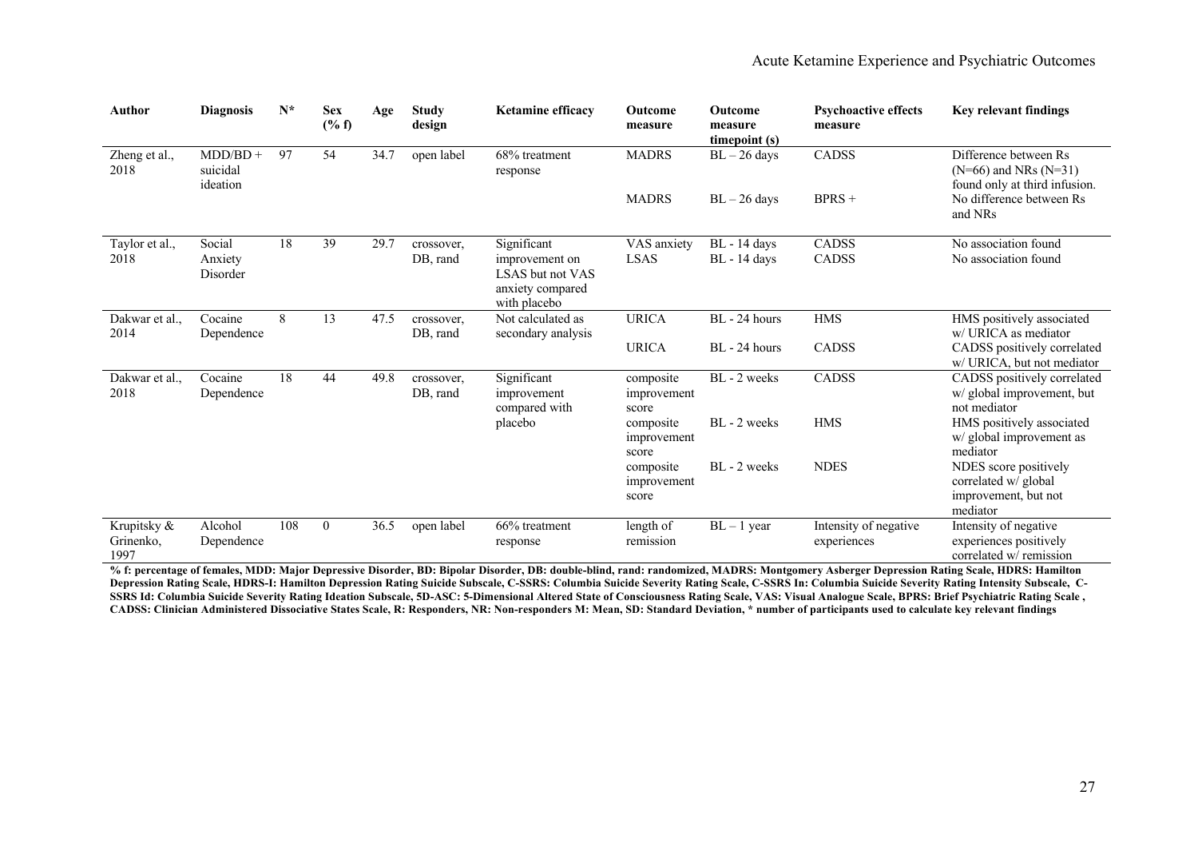| Author | Diagnosis | N* | Sex (% f) | Age | Study design | Ketamine efficacy | Outcome measure | Outcome measure timepoint (s) | Psychoactive effects measure | Key relevant findings |
|---|---|---|---|---|---|---|---|---|---|---|
| Zheng et al., 2018 | MDD/BD + suicidal ideation | 97 | 54 | 34.7 | open label | 68% treatment response | MADRS | BL – 26 days | CADSS | Difference between Rs (N=66) and NRs (N=31) found only at third infusion. |
| | | | | | | | MADRS | BL – 26 days | BPRS + | No difference between Rs and NRs |
| Taylor et al., 2018 | Social Anxiety Disorder | 18 | 39 | 29.7 | crossover, DB, rand | Significant improvement on LSAS but not VAS anxiety compared with placebo | VAS anxiety | BL - 14 days | CADSS | No association found |
| | | | | | | | LSAS | BL - 14 days | CADSS | No association found |
| Dakwar et al., 2014 | Cocaine Dependence | 8 | 13 | 47.5 | crossover, DB, rand | Not calculated as secondary analysis | URICA | BL - 24 hours | HMS | HMS positively associated w/ URICA as mediator |
| | | | | | | | URICA | BL - 24 hours | CADSS | CADSS positively correlated w/ URICA, but not mediator |
| Dakwar et al., 2018 | Cocaine Dependence | 18 | 44 | 49.8 | crossover, DB, rand | Significant improvement compared with placebo | composite improvement score | BL - 2 weeks | CADSS | CADSS positively correlated w/ global improvement, but not mediator |
| | | | | | | | composite improvement score | BL - 2 weeks | HMS | HMS positively associated w/ global improvement as mediator |
| | | | | | | | composite improvement score | BL - 2 weeks | NDES | NDES score positively correlated w/ global improvement, but not mediator |
| Krupitsky & Grinenko, 1997 | Alcohol Dependence | 108 | 0 | 36.5 | open label | 66% treatment response | length of remission | BL – 1 year | Intensity of negative experiences | Intensity of negative experiences positively correlated w/ remission |

**% f: percentage of females, MDD: Major Depressive Disorder, BD: Bipolar Disorder, DB: double-blind, rand: randomized, MADRS: Montgomery Asberger Depression Rating Scale, HDRS: Hamilton Depression Rating Scale, HDRS-I: Hamilton Depression Rating Suicide Subscale, C-SSRS: Columbia Suicide Severity Rating Scale, C-SSRS In: Columbia Suicide Severity Rating Intensity Subscale, C-SSRS Id: Columbia Suicide Severity Rating Ideation Subscale, 5D-ASC: 5-Dimensional Altered State of Consciousness Rating Scale, VAS: Visual Analogue Scale, BPRS: Brief Psychiatric Rating Scale , CADSS: Clinician Administered Dissociative States Scale, R: Responders, NR: Non-responders M: Mean, SD: Standard Deviation, * number of participants used to calculate key relevant findings**